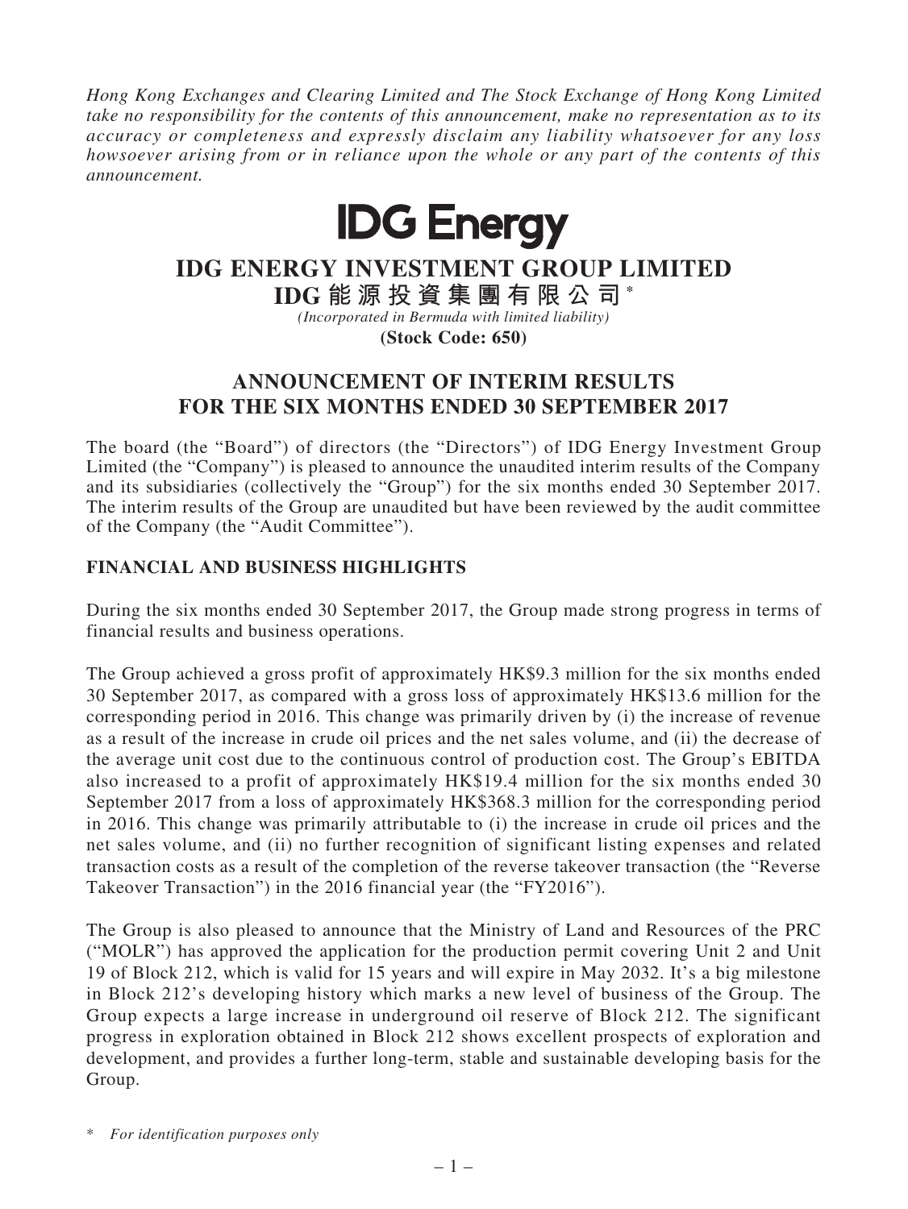*Hong Kong Exchanges and Clearing Limited and The Stock Exchange of Hong Kong Limited take no responsibility for the contents of this announcement, make no representation as to its accuracy or completeness and expressly disclaim any liability whatsoever for any loss howsoever arising from or in reliance upon the whole or any part of the contents of this announcement.*

**IDG Energy**

# IDG ENERGY INVESTMENT GROUP LIMITED

# IDG 能源投資集團有限公司*

*(Incorporated in Bermuda with limited liability)*

**(Stock Code: 650)**

## ANNOUNCEMENT OF INTERIM RESULTS FOR THE SIX MONTHS ENDED 30 SEPTEMBER 2017

The board (the "Board") of directors (the "Directors") of IDG Energy Investment Group Limited (the "Company") is pleased to announce the unaudited interim results of the Company and its subsidiaries (collectively the "Group") for the six months ended 30 September 2017. The interim results of the Group are unaudited but have been reviewed by the audit committee of the Company (the "Audit Committee").

### FINANCIAL AND BUSINESS HIGHLIGHTS

During the six months ended 30 September 2017, the Group made strong progress in terms of financial results and business operations.

The Group achieved a gross profit of approximately HK$9.3 million for the six months ended 30 September 2017, as compared with a gross loss of approximately HK$13.6 million for the corresponding period in 2016. This change was primarily driven by (i) the increase of revenue as a result of the increase in crude oil prices and the net sales volume, and (ii) the decrease of the average unit cost due to the continuous control of production cost. The Group's EBITDA also increased to a profit of approximately HK$19.4 million for the six months ended 30 September 2017 from a loss of approximately HK$368.3 million for the corresponding period in 2016. This change was primarily attributable to (i) the increase in crude oil prices and the net sales volume, and (ii) no further recognition of significant listing expenses and related transaction costs as a result of the completion of the reverse takeover transaction (the "Reverse Takeover Transaction") in the 2016 financial year (the "FY2016").

The Group is also pleased to announce that the Ministry of Land and Resources of the PRC ("MOLR") has approved the application for the production permit covering Unit 2 and Unit 19 of Block 212, which is valid for 15 years and will expire in May 2032. It's a big milestone in Block 212's developing history which marks a new level of business of the Group. The Group expects a large increase in underground oil reserve of Block 212. The significant progress in exploration obtained in Block 212 shows excellent prospects of exploration and development, and provides a further long-term, stable and sustainable developing basis for the Group.

\* *For identification purposes only*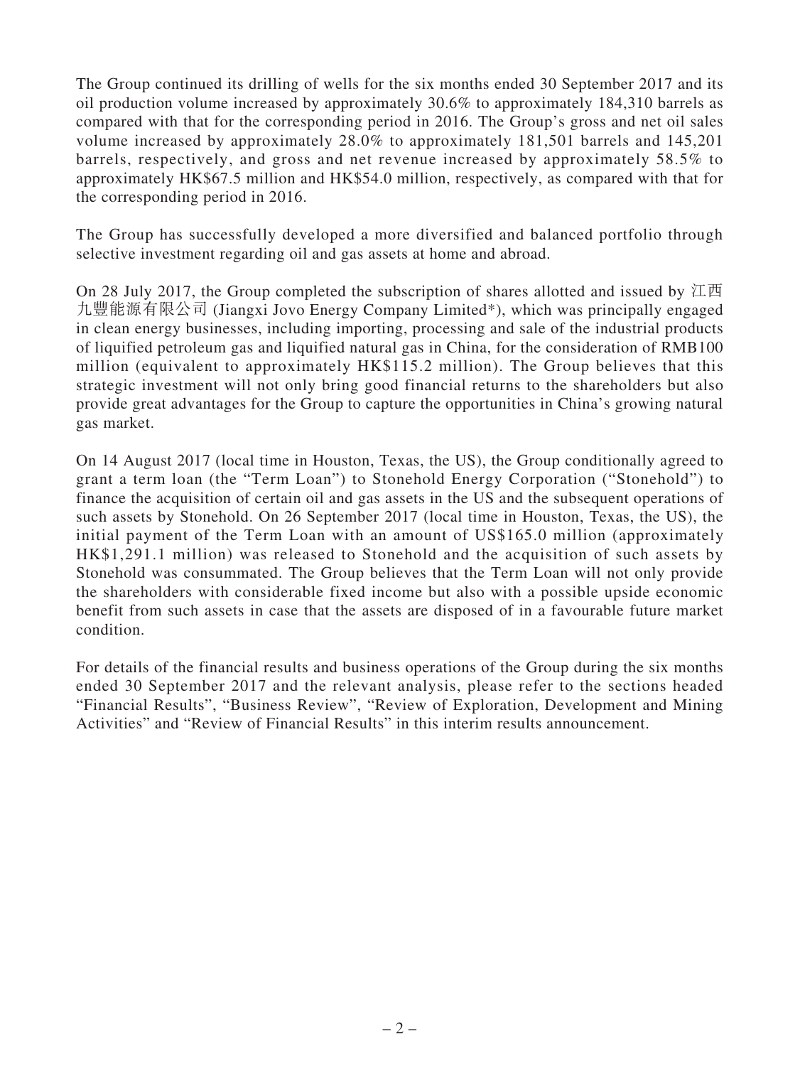The Group continued its drilling of wells for the six months ended 30 September 2017 and its oil production volume increased by approximately 30.6% to approximately 184,310 barrels as compared with that for the corresponding period in 2016. The Group's gross and net oil sales volume increased by approximately 28.0% to approximately 181,501 barrels and 145,201 barrels, respectively, and gross and net revenue increased by approximately 58.5% to approximately HK$67.5 million and HK$54.0 million, respectively, as compared with that for the corresponding period in 2016.

The Group has successfully developed a more diversified and balanced portfolio through selective investment regarding oil and gas assets at home and abroad.

On 28 July 2017, the Group completed the subscription of shares allotted and issued by 江西九豐能源有限公司 (Jiangxi Jovo Energy Company Limited*), which was principally engaged in clean energy businesses, including importing, processing and sale of the industrial products of liquified petroleum gas and liquified natural gas in China, for the consideration of RMB100 million (equivalent to approximately HK$115.2 million). The Group believes that this strategic investment will not only bring good financial returns to the shareholders but also provide great advantages for the Group to capture the opportunities in China's growing natural gas market.

On 14 August 2017 (local time in Houston, Texas, the US), the Group conditionally agreed to grant a term loan (the "Term Loan") to Stonehold Energy Corporation ("Stonehold") to finance the acquisition of certain oil and gas assets in the US and the subsequent operations of such assets by Stonehold. On 26 September 2017 (local time in Houston, Texas, the US), the initial payment of the Term Loan with an amount of US$165.0 million (approximately HK$1,291.1 million) was released to Stonehold and the acquisition of such assets by Stonehold was consummated. The Group believes that the Term Loan will not only provide the shareholders with considerable fixed income but also with a possible upside economic benefit from such assets in case that the assets are disposed of in a favourable future market condition.

For details of the financial results and business operations of the Group during the six months ended 30 September 2017 and the relevant analysis, please refer to the sections headed "Financial Results", "Business Review", "Review of Exploration, Development and Mining Activities" and "Review of Financial Results" in this interim results announcement.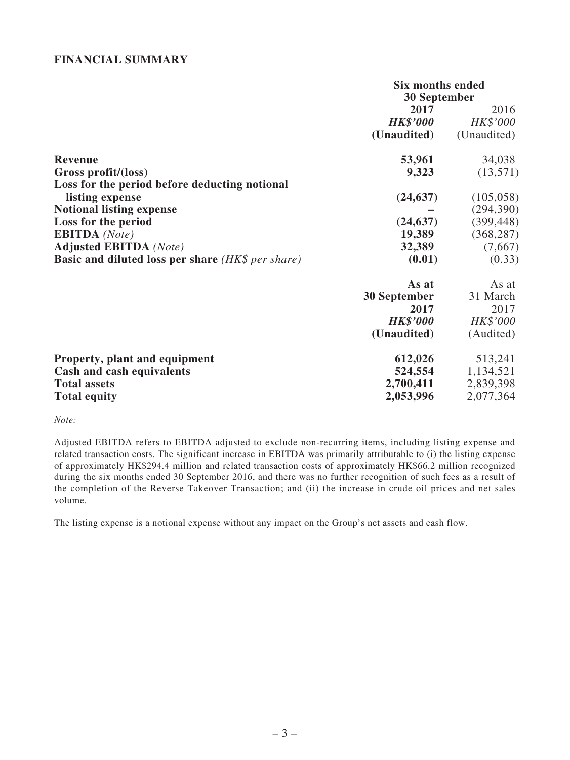## FINANCIAL SUMMARY

| | Six months ended 30 September | |
|---|---|---|
| | **2017** | 2016 |
| | ***HK$'000*** | *HK$'000* |
| | **(Unaudited)** | (Unaudited) |
| **Revenue** | **53,961** | 34,038 |
| **Gross profit/(loss)** | **9,323** | (13,571) |
| **Loss for the period before deducting notional listing expense** | **(24,637)** | (105,058) |
| **Notional listing expense** | **–** | (294,390) |
| **Loss for the period** | **(24,637)** | (399,448) |
| **EBITDA** *(Note)* | **19,389** | (368,287) |
| **Adjusted EBITDA** *(Note)* | **32,389** | (7,667) |
| **Basic and diluted loss per share** *(HK$ per share)* | **(0.01)** | (0.33) |

| | **As at 30 September 2017** | As at 31 March 2017 |
|---|---|---|
| | ***HK$'000*** | *HK$'000* |
| | **(Unaudited)** | (Audited) |
| **Property, plant and equipment** | **612,026** | 513,241 |
| **Cash and cash equivalents** | **524,554** | 1,134,521 |
| **Total assets** | **2,700,411** | 2,839,398 |
| **Total equity** | **2,053,996** | 2,077,364 |

*Note:*

Adjusted EBITDA refers to EBITDA adjusted to exclude non-recurring items, including listing expense and related transaction costs. The significant increase in EBITDA was primarily attributable to (i) the listing expense of approximately HK$294.4 million and related transaction costs of approximately HK$66.2 million recognized during the six months ended 30 September 2016, and there was no further recognition of such fees as a result of the completion of the Reverse Takeover Transaction; and (ii) the increase in crude oil prices and net sales volume.

The listing expense is a notional expense without any impact on the Group's net assets and cash flow.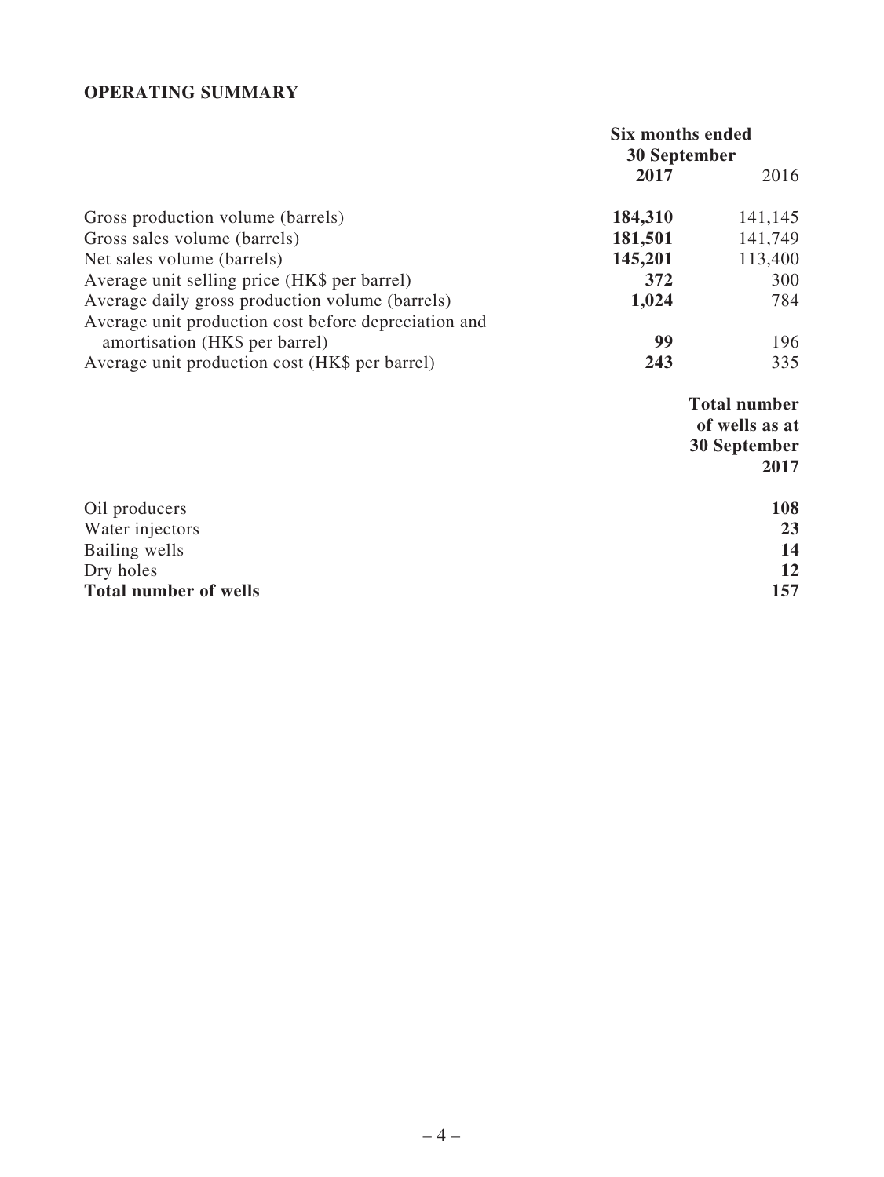## OPERATING SUMMARY

| | Six months ended 30 September | |
|---|---|---|
| | **2017** | 2016 |
| Gross production volume (barrels) | **184,310** | 141,145 |
| Gross sales volume (barrels) | **181,501** | 141,749 |
| Net sales volume (barrels) | **145,201** | 113,400 |
| Average unit selling price (HK$ per barrel) | **372** | 300 |
| Average daily gross production volume (barrels) | **1,024** | 784 |
| Average unit production cost before depreciation and amortisation (HK$ per barrel) | **99** | 196 |
| Average unit production cost (HK$ per barrel) | **243** | 335 |

| | **Total number of wells as at 30 September 2017** |
|---|---|
| Oil producers | **108** |
| Water injectors | **23** |
| Bailing wells | **14** |
| Dry holes | **12** |
| **Total number of wells** | **157** |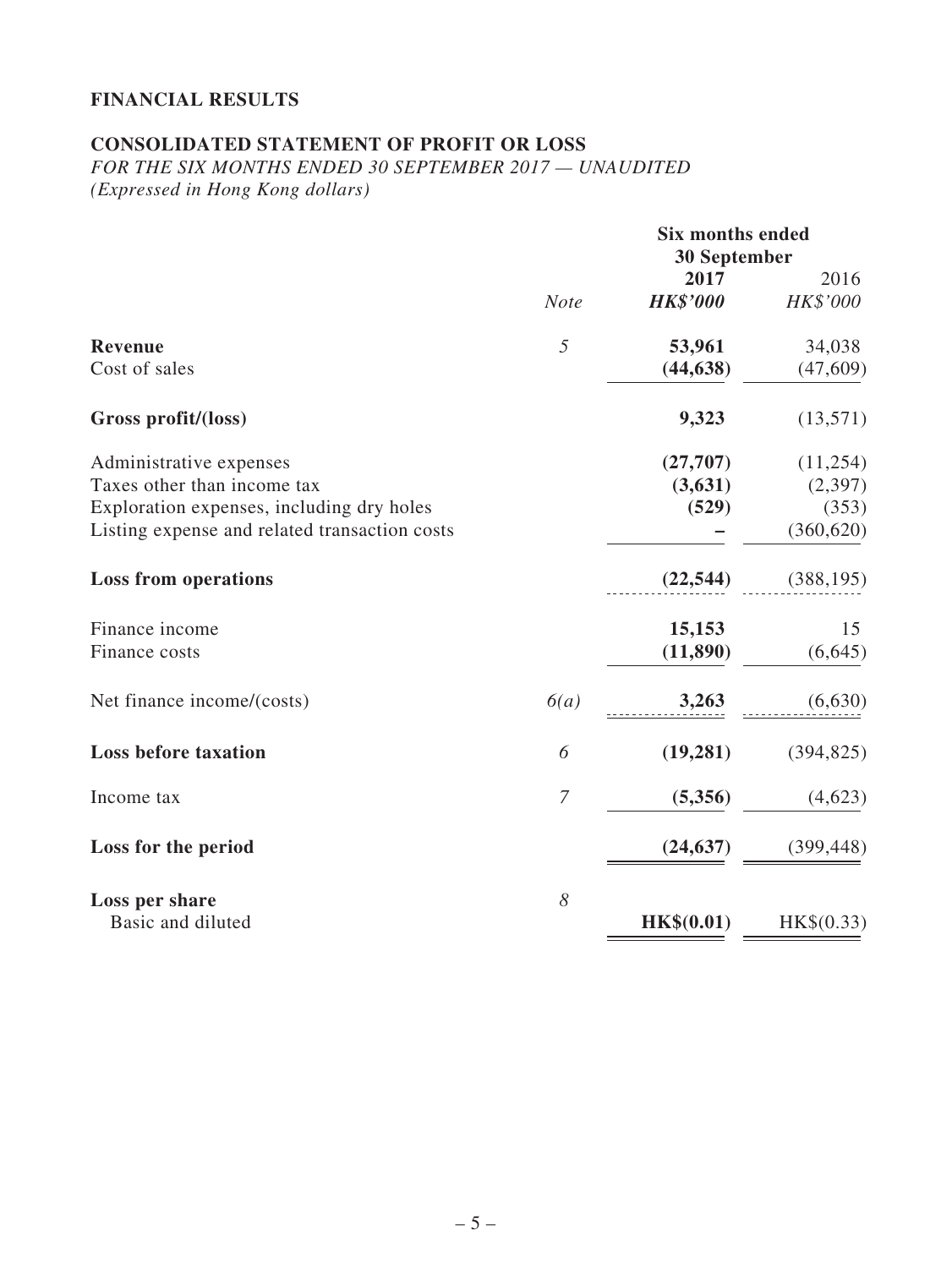## FINANCIAL RESULTS

### CONSOLIDATED STATEMENT OF PROFIT OR LOSS

*FOR THE SIX MONTHS ENDED 30 SEPTEMBER 2017 — UNAUDITED*
*(Expressed in Hong Kong dollars)*

| | | Six months ended 30 September | |
|---|---|---|---|
| | | **2017** | 2016 |
| | *Note* | ***HK$'000*** | *HK$'000* |
| **Revenue** | *5* | **53,961** | 34,038 |
| Cost of sales | | **(44,638)** | (47,609) |
| **Gross profit/(loss)** | | **9,323** | (13,571) |
| Administrative expenses | | **(27,707)** | (11,254) |
| Taxes other than income tax | | **(3,631)** | (2,397) |
| Exploration expenses, including dry holes | | **(529)** | (353) |
| Listing expense and related transaction costs | | **–** | (360,620) |
| **Loss from operations** | | **(22,544)** | (388,195) |
| Finance income | | **15,153** | 15 |
| Finance costs | | **(11,890)** | (6,645) |
| Net finance income/(costs) | *6(a)* | **3,263** | (6,630) |
| **Loss before taxation** | *6* | **(19,281)** | (394,825) |
| Income tax | *7* | **(5,356)** | (4,623) |
| **Loss for the period** | | **(24,637)** | (399,448) |
| **Loss per share** | *8* | | |
| Basic and diluted | | **HK$(0.01)** | HK$(0.33) |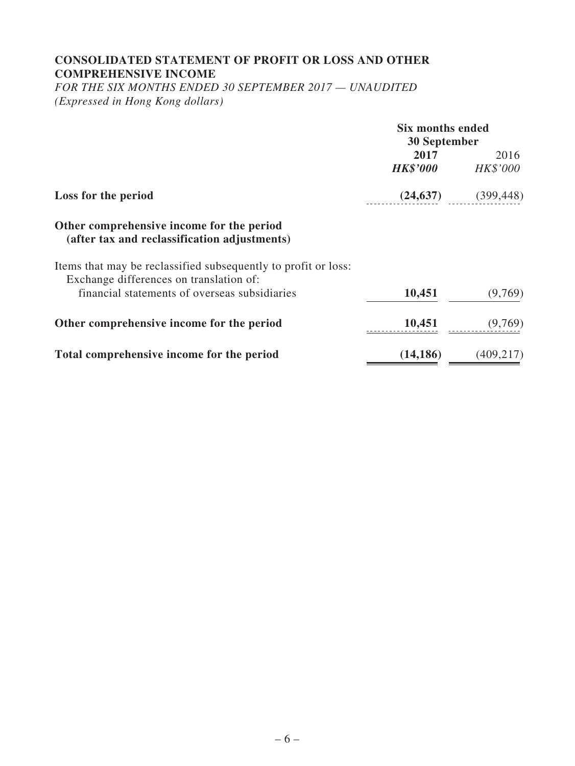# CONSOLIDATED STATEMENT OF PROFIT OR LOSS AND OTHER COMPREHENSIVE INCOME

*FOR THE SIX MONTHS ENDED 30 SEPTEMBER 2017 — UNAUDITED*
*(Expressed in Hong Kong dollars)*

| | Six months ended 30 September | |
|---|---|---|
| | **2017** | 2016 |
| | ***HK$'000*** | *HK$'000* |
| **Loss for the period** | **(24,637)** | (399,448) |
| **Other comprehensive income for the period (after tax and reclassification adjustments)** | | |
| Items that may be reclassified subsequently to profit or loss: | | |
| Exchange differences on translation of: | | |
| financial statements of overseas subsidiaries | **10,451** | (9,769) |
| **Other comprehensive income for the period** | **10,451** | (9,769) |
| **Total comprehensive income for the period** | **(14,186)** | (409,217) |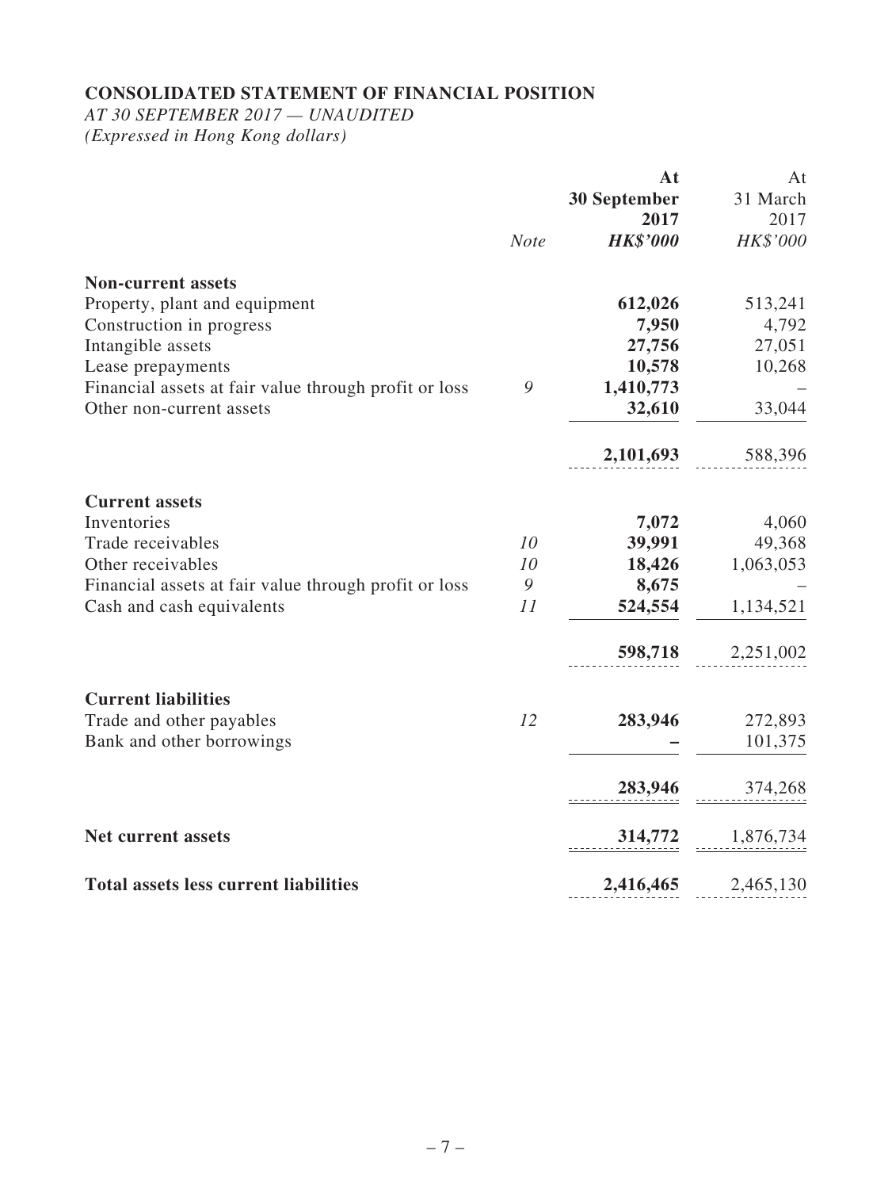# CONSOLIDATED STATEMENT OF FINANCIAL POSITION

*AT 30 SEPTEMBER 2017 — UNAUDITED*

*(Expressed in Hong Kong dollars)*

| | *Note* | **At 30 September 2017** ***HK$'000*** | At 31 March 2017 *HK$'000* |
|---|---|---|---|
| **Non-current assets** | | | |
| Property, plant and equipment | | **612,026** | 513,241 |
| Construction in progress | | **7,950** | 4,792 |
| Intangible assets | | **27,756** | 27,051 |
| Lease prepayments | | **10,578** | 10,268 |
| Financial assets at fair value through profit or loss | 9 | **1,410,773** | – |
| Other non-current assets | | **32,610** | 33,044 |
| | | **2,101,693** | 588,396 |
| **Current assets** | | | |
| Inventories | | **7,072** | 4,060 |
| Trade receivables | 10 | **39,991** | 49,368 |
| Other receivables | 10 | **18,426** | 1,063,053 |
| Financial assets at fair value through profit or loss | 9 | **8,675** | – |
| Cash and cash equivalents | 11 | **524,554** | 1,134,521 |
| | | **598,718** | 2,251,002 |
| **Current liabilities** | | | |
| Trade and other payables | 12 | **283,946** | 272,893 |
| Bank and other borrowings | | **–** | 101,375 |
| | | **283,946** | 374,268 |
| **Net current assets** | | **314,772** | 1,876,734 |
| **Total assets less current liabilities** | | **2,416,465** | 2,465,130 |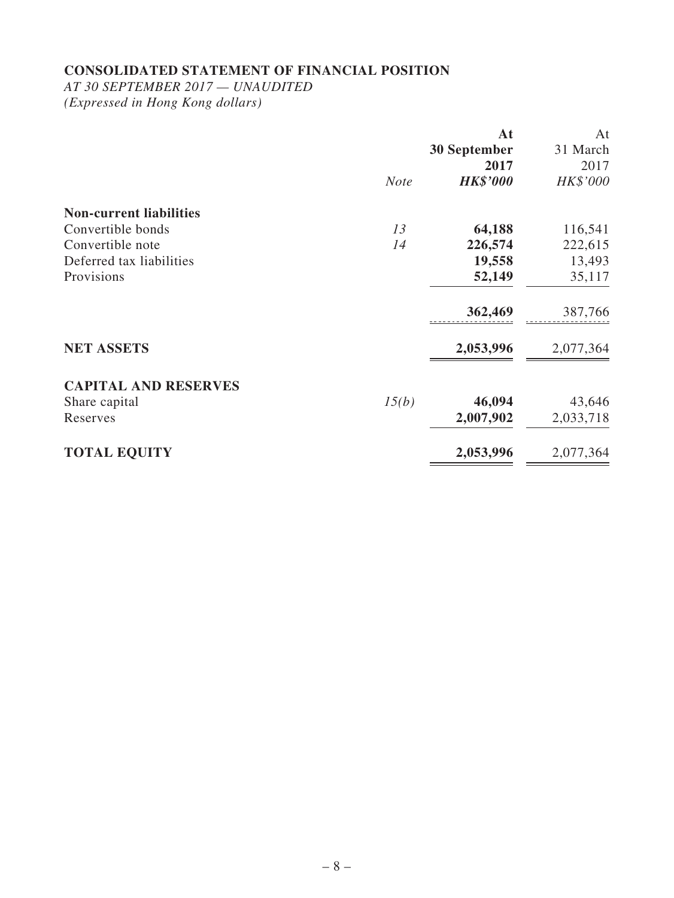## CONSOLIDATED STATEMENT OF FINANCIAL POSITION

*AT 30 SEPTEMBER 2017 — UNAUDITED*
*(Expressed in Hong Kong dollars)*

| | *Note* | **At 30 September 2017** **HK$'000** | At 31 March 2017 HK$'000 |
|---|---|---|---|
| **Non-current liabilities** | | | |
| Convertible bonds | *13* | **64,188** | 116,541 |
| Convertible note | *14* | **226,574** | 222,615 |
| Deferred tax liabilities | | **19,558** | 13,493 |
| Provisions | | **52,149** | 35,117 |
| | | **362,469** | 387,766 |
| **NET ASSETS** | | **2,053,996** | 2,077,364 |
| **CAPITAL AND RESERVES** | | | |
| Share capital | *15(b)* | **46,094** | 43,646 |
| Reserves | | **2,007,902** | 2,033,718 |
| **TOTAL EQUITY** | | **2,053,996** | 2,077,364 |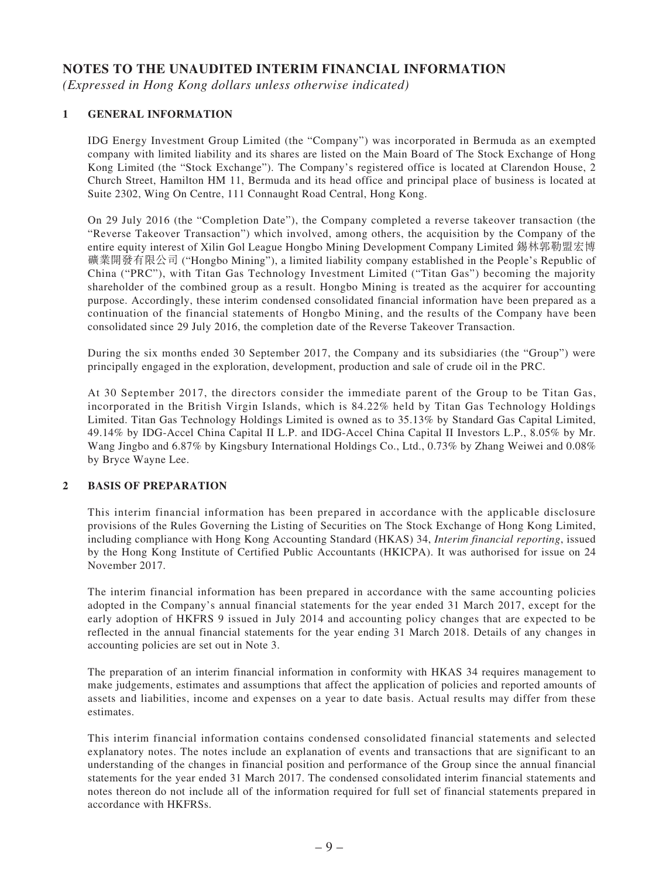# NOTES TO THE UNAUDITED INTERIM FINANCIAL INFORMATION

*(Expressed in Hong Kong dollars unless otherwise indicated)*

## 1 GENERAL INFORMATION

IDG Energy Investment Group Limited (the "Company") was incorporated in Bermuda as an exempted company with limited liability and its shares are listed on the Main Board of The Stock Exchange of Hong Kong Limited (the "Stock Exchange"). The Company's registered office is located at Clarendon House, 2 Church Street, Hamilton HM 11, Bermuda and its head office and principal place of business is located at Suite 2302, Wing On Centre, 111 Connaught Road Central, Hong Kong.

On 29 July 2016 (the "Completion Date"), the Company completed a reverse takeover transaction (the "Reverse Takeover Transaction") which involved, among others, the acquisition by the Company of the entire equity interest of Xilin Gol League Hongbo Mining Development Company Limited 錫林郭勒盟宏博礦業開發有限公司 ("Hongbo Mining"), a limited liability company established in the People's Republic of China ("PRC"), with Titan Gas Technology Investment Limited ("Titan Gas") becoming the majority shareholder of the combined group as a result. Hongbo Mining is treated as the acquirer for accounting purpose. Accordingly, these interim condensed consolidated financial information have been prepared as a continuation of the financial statements of Hongbo Mining, and the results of the Company have been consolidated since 29 July 2016, the completion date of the Reverse Takeover Transaction.

During the six months ended 30 September 2017, the Company and its subsidiaries (the "Group") were principally engaged in the exploration, development, production and sale of crude oil in the PRC.

At 30 September 2017, the directors consider the immediate parent of the Group to be Titan Gas, incorporated in the British Virgin Islands, which is 84.22% held by Titan Gas Technology Holdings Limited. Titan Gas Technology Holdings Limited is owned as to 35.13% by Standard Gas Capital Limited, 49.14% by IDG-Accel China Capital II L.P. and IDG-Accel China Capital II Investors L.P., 8.05% by Mr. Wang Jingbo and 6.87% by Kingsbury International Holdings Co., Ltd., 0.73% by Zhang Weiwei and 0.08% by Bryce Wayne Lee.

## 2 BASIS OF PREPARATION

This interim financial information has been prepared in accordance with the applicable disclosure provisions of the Rules Governing the Listing of Securities on The Stock Exchange of Hong Kong Limited, including compliance with Hong Kong Accounting Standard (HKAS) 34, *Interim financial reporting*, issued by the Hong Kong Institute of Certified Public Accountants (HKICPA). It was authorised for issue on 24 November 2017.

The interim financial information has been prepared in accordance with the same accounting policies adopted in the Company's annual financial statements for the year ended 31 March 2017, except for the early adoption of HKFRS 9 issued in July 2014 and accounting policy changes that are expected to be reflected in the annual financial statements for the year ending 31 March 2018. Details of any changes in accounting policies are set out in Note 3.

The preparation of an interim financial information in conformity with HKAS 34 requires management to make judgements, estimates and assumptions that affect the application of policies and reported amounts of assets and liabilities, income and expenses on a year to date basis. Actual results may differ from these estimates.

This interim financial information contains condensed consolidated financial statements and selected explanatory notes. The notes include an explanation of events and transactions that are significant to an understanding of the changes in financial position and performance of the Group since the annual financial statements for the year ended 31 March 2017. The condensed consolidated interim financial statements and notes thereon do not include all of the information required for full set of financial statements prepared in accordance with HKFRSs.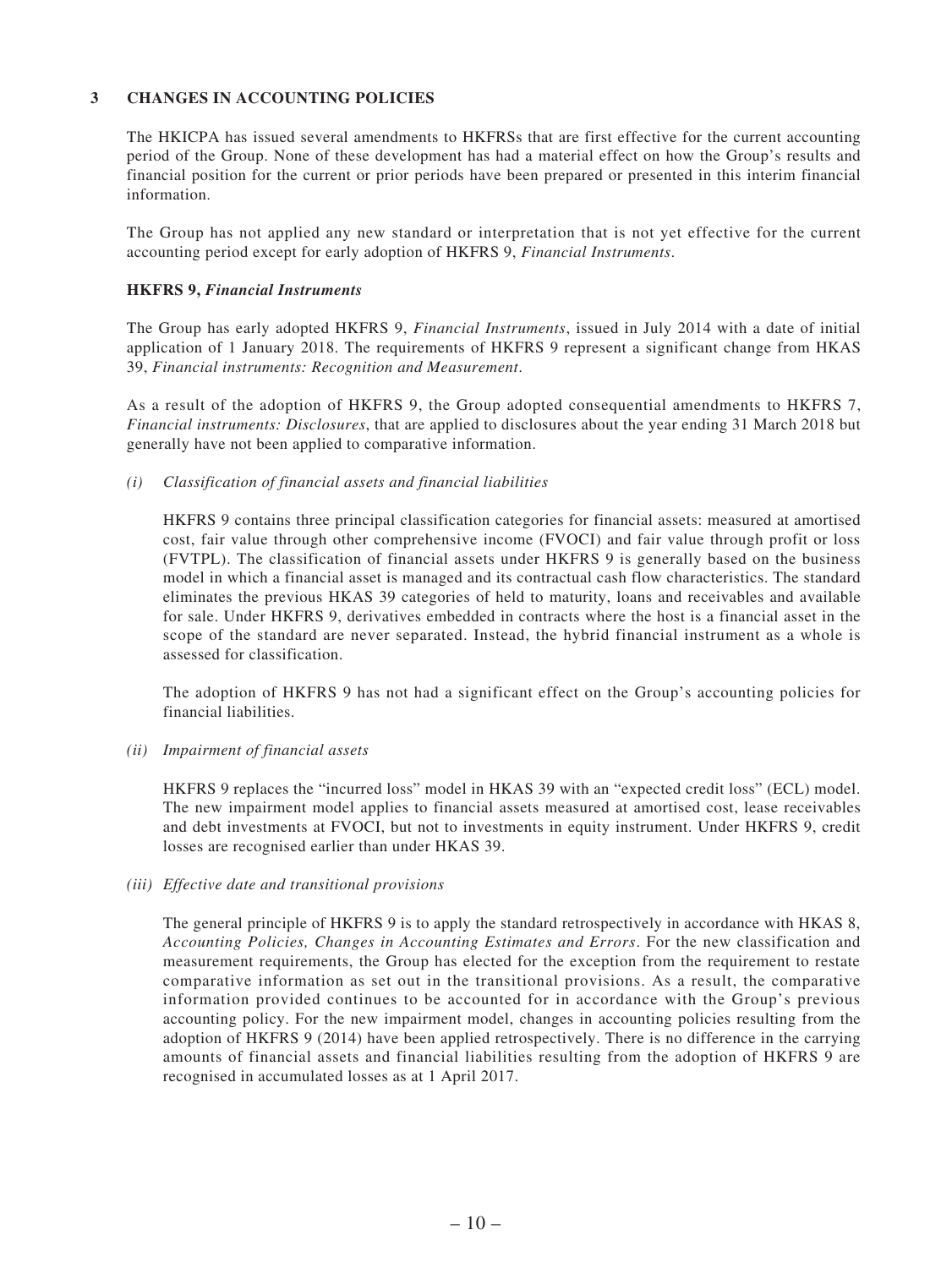## 3 CHANGES IN ACCOUNTING POLICIES

The HKICPA has issued several amendments to HKFRSs that are first effective for the current accounting period of the Group. None of these development has had a material effect on how the Group's results and financial position for the current or prior periods have been prepared or presented in this interim financial information.

The Group has not applied any new standard or interpretation that is not yet effective for the current accounting period except for early adoption of HKFRS 9, *Financial Instruments*.

### HKFRS 9, *Financial Instruments*

The Group has early adopted HKFRS 9, *Financial Instruments*, issued in July 2014 with a date of initial application of 1 January 2018. The requirements of HKFRS 9 represent a significant change from HKAS 39, *Financial instruments: Recognition and Measurement*.

As a result of the adoption of HKFRS 9, the Group adopted consequential amendments to HKFRS 7, *Financial instruments: Disclosures*, that are applied to disclosures about the year ending 31 March 2018 but generally have not been applied to comparative information.

*(i) Classification of financial assets and financial liabilities*

HKFRS 9 contains three principal classification categories for financial assets: measured at amortised cost, fair value through other comprehensive income (FVOCI) and fair value through profit or loss (FVTPL). The classification of financial assets under HKFRS 9 is generally based on the business model in which a financial asset is managed and its contractual cash flow characteristics. The standard eliminates the previous HKAS 39 categories of held to maturity, loans and receivables and available for sale. Under HKFRS 9, derivatives embedded in contracts where the host is a financial asset in the scope of the standard are never separated. Instead, the hybrid financial instrument as a whole is assessed for classification.

The adoption of HKFRS 9 has not had a significant effect on the Group's accounting policies for financial liabilities.

*(ii) Impairment of financial assets*

HKFRS 9 replaces the "incurred loss" model in HKAS 39 with an "expected credit loss" (ECL) model. The new impairment model applies to financial assets measured at amortised cost, lease receivables and debt investments at FVOCI, but not to investments in equity instrument. Under HKFRS 9, credit losses are recognised earlier than under HKAS 39.

*(iii) Effective date and transitional provisions*

The general principle of HKFRS 9 is to apply the standard retrospectively in accordance with HKAS 8, *Accounting Policies, Changes in Accounting Estimates and Errors*. For the new classification and measurement requirements, the Group has elected for the exception from the requirement to restate comparative information as set out in the transitional provisions. As a result, the comparative information provided continues to be accounted for in accordance with the Group's previous accounting policy. For the new impairment model, changes in accounting policies resulting from the adoption of HKFRS 9 (2014) have been applied retrospectively. There is no difference in the carrying amounts of financial assets and financial liabilities resulting from the adoption of HKFRS 9 are recognised in accumulated losses as at 1 April 2017.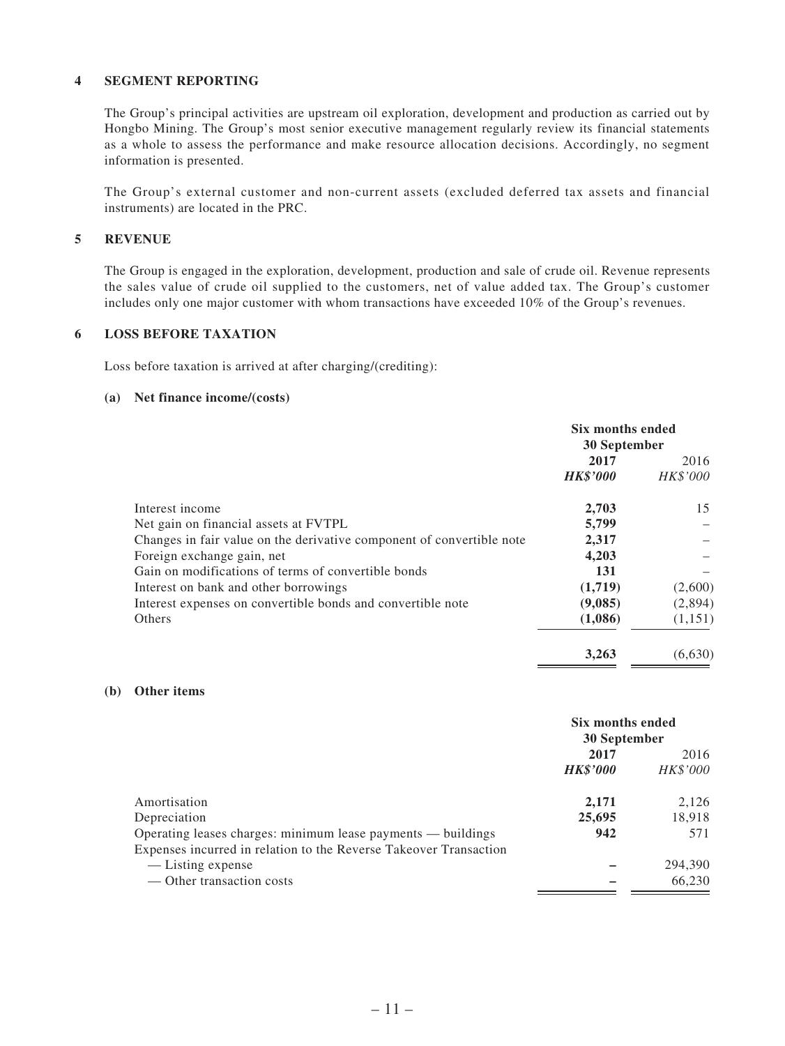## 4 SEGMENT REPORTING

The Group's principal activities are upstream oil exploration, development and production as carried out by Hongbo Mining. The Group's most senior executive management regularly review its financial statements as a whole to assess the performance and make resource allocation decisions. Accordingly, no segment information is presented.

The Group's external customer and non-current assets (excluded deferred tax assets and financial instruments) are located in the PRC.

## 5 REVENUE

The Group is engaged in the exploration, development, production and sale of crude oil. Revenue represents the sales value of crude oil supplied to the customers, net of value added tax. The Group's customer includes only one major customer with whom transactions have exceeded 10% of the Group's revenues.

## 6 LOSS BEFORE TAXATION

Loss before taxation is arrived at after charging/(crediting):

### (a) Net finance income/(costs)

| | Six months ended 30 September | |
|---|---|---|
| | **2017** | 2016 |
| | ***HK$'000*** | *HK$'000* |
| Interest income | **2,703** | 15 |
| Net gain on financial assets at FVTPL | **5,799** | – |
| Changes in fair value on the derivative component of convertible note | **2,317** | – |
| Foreign exchange gain, net | **4,203** | – |
| Gain on modifications of terms of convertible bonds | **131** | – |
| Interest on bank and other borrowings | **(1,719)** | (2,600) |
| Interest expenses on convertible bonds and convertible note | **(9,085)** | (2,894) |
| Others | **(1,086)** | (1,151) |
| | **3,263** | (6,630) |

### (b) Other items

| | Six months ended 30 September | |
|---|---|---|
| | **2017** | 2016 |
| | ***HK$'000*** | *HK$'000* |
| Amortisation | **2,171** | 2,126 |
| Depreciation | **25,695** | 18,918 |
| Operating leases charges: minimum lease payments — buildings | **942** | 571 |
| Expenses incurred in relation to the Reverse Takeover Transaction | | |
| — Listing expense | **–** | 294,390 |
| — Other transaction costs | **–** | 66,230 |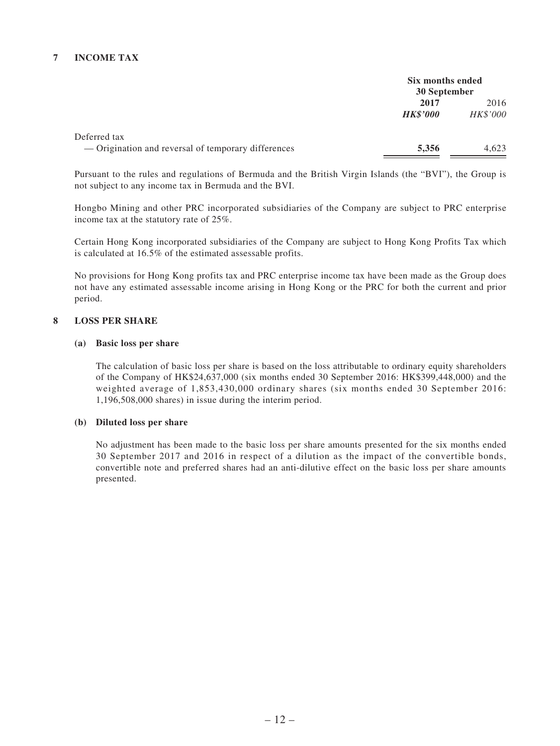## 7 INCOME TAX

| | Six months ended 30 September | |
|---|---|---|
| | **2017** | 2016 |
| | ***HK$'000*** | *HK$'000* |
| Deferred tax | | |
| — Origination and reversal of temporary differences | **5,356** | 4,623 |

Pursuant to the rules and regulations of Bermuda and the British Virgin Islands (the "BVI"), the Group is not subject to any income tax in Bermuda and the BVI.

Hongbo Mining and other PRC incorporated subsidiaries of the Company are subject to PRC enterprise income tax at the statutory rate of 25%.

Certain Hong Kong incorporated subsidiaries of the Company are subject to Hong Kong Profits Tax which is calculated at 16.5% of the estimated assessable profits.

No provisions for Hong Kong profits tax and PRC enterprise income tax have been made as the Group does not have any estimated assessable income arising in Hong Kong or the PRC for both the current and prior period.

## 8 LOSS PER SHARE

### (a) Basic loss per share

The calculation of basic loss per share is based on the loss attributable to ordinary equity shareholders of the Company of HK$24,637,000 (six months ended 30 September 2016: HK$399,448,000) and the weighted average of 1,853,430,000 ordinary shares (six months ended 30 September 2016: 1,196,508,000 shares) in issue during the interim period.

### (b) Diluted loss per share

No adjustment has been made to the basic loss per share amounts presented for the six months ended 30 September 2017 and 2016 in respect of a dilution as the impact of the convertible bonds, convertible note and preferred shares had an anti-dilutive effect on the basic loss per share amounts presented.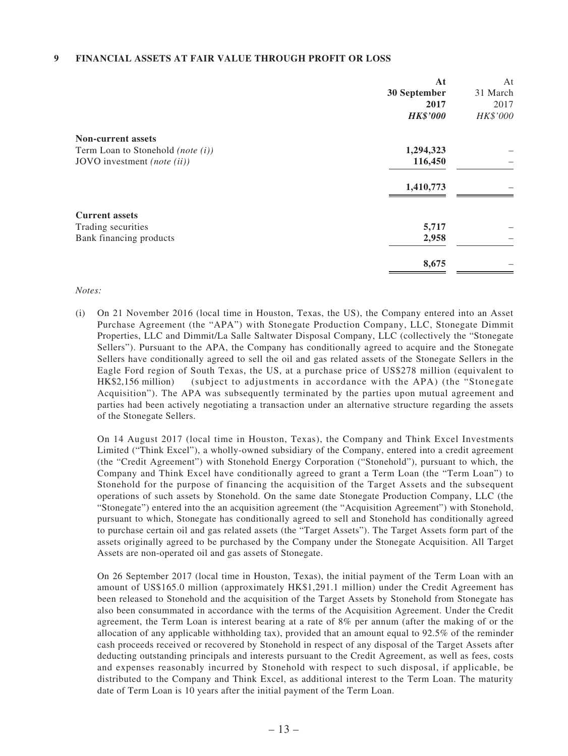## 9 FINANCIAL ASSETS AT FAIR VALUE THROUGH PROFIT OR LOSS

| | At 30 September 2017 *HK$'000* | At 31 March 2017 *HK$'000* |
|---|---|---|
| **Non-current assets** | | |
| Term Loan to Stonehold *(note (i))* | **1,294,323** | – |
| JOVO investment *(note (ii))* | **116,450** | – |
| | **1,410,773** | – |
| **Current assets** | | |
| Trading securities | **5,717** | – |
| Bank financing products | **2,958** | – |
| | **8,675** | – |

*Notes:*

(i) On 21 November 2016 (local time in Houston, Texas, the US), the Company entered into an Asset Purchase Agreement (the "APA") with Stonegate Production Company, LLC, Stonegate Dimmit Properties, LLC and Dimmit/La Salle Saltwater Disposal Company, LLC (collectively the "Stonegate Sellers"). Pursuant to the APA, the Company has conditionally agreed to acquire and the Stonegate Sellers have conditionally agreed to sell the oil and gas related assets of the Stonegate Sellers in the Eagle Ford region of South Texas, the US, at a purchase price of US$278 million (equivalent to HK$2,156 million) (subject to adjustments in accordance with the APA) (the "Stonegate Acquisition"). The APA was subsequently terminated by the parties upon mutual agreement and parties had been actively negotiating a transaction under an alternative structure regarding the assets of the Stonegate Sellers.

On 14 August 2017 (local time in Houston, Texas), the Company and Think Excel Investments Limited ("Think Excel"), a wholly-owned subsidiary of the Company, entered into a credit agreement (the "Credit Agreement") with Stonehold Energy Corporation ("Stonehold"), pursuant to which, the Company and Think Excel have conditionally agreed to grant a Term Loan (the "Term Loan") to Stonehold for the purpose of financing the acquisition of the Target Assets and the subsequent operations of such assets by Stonehold. On the same date Stonegate Production Company, LLC (the "Stonegate") entered into the an acquisition agreement (the "Acquisition Agreement") with Stonehold, pursuant to which, Stonegate has conditionally agreed to sell and Stonehold has conditionally agreed to purchase certain oil and gas related assets (the "Target Assets"). The Target Assets form part of the assets originally agreed to be purchased by the Company under the Stonegate Acquisition. All Target Assets are non-operated oil and gas assets of Stonegate.

On 26 September 2017 (local time in Houston, Texas), the initial payment of the Term Loan with an amount of US$165.0 million (approximately HK$1,291.1 million) under the Credit Agreement has been released to Stonehold and the acquisition of the Target Assets by Stonehold from Stonegate has also been consummated in accordance with the terms of the Acquisition Agreement. Under the Credit agreement, the Term Loan is interest bearing at a rate of 8% per annum (after the making of or the allocation of any applicable withholding tax), provided that an amount equal to 92.5% of the reminder cash proceeds received or recovered by Stonehold in respect of any disposal of the Target Assets after deducting outstanding principals and interests pursuant to the Credit Agreement, as well as fees, costs and expenses reasonably incurred by Stonehold with respect to such disposal, if applicable, be distributed to the Company and Think Excel, as additional interest to the Term Loan. The maturity date of Term Loan is 10 years after the initial payment of the Term Loan.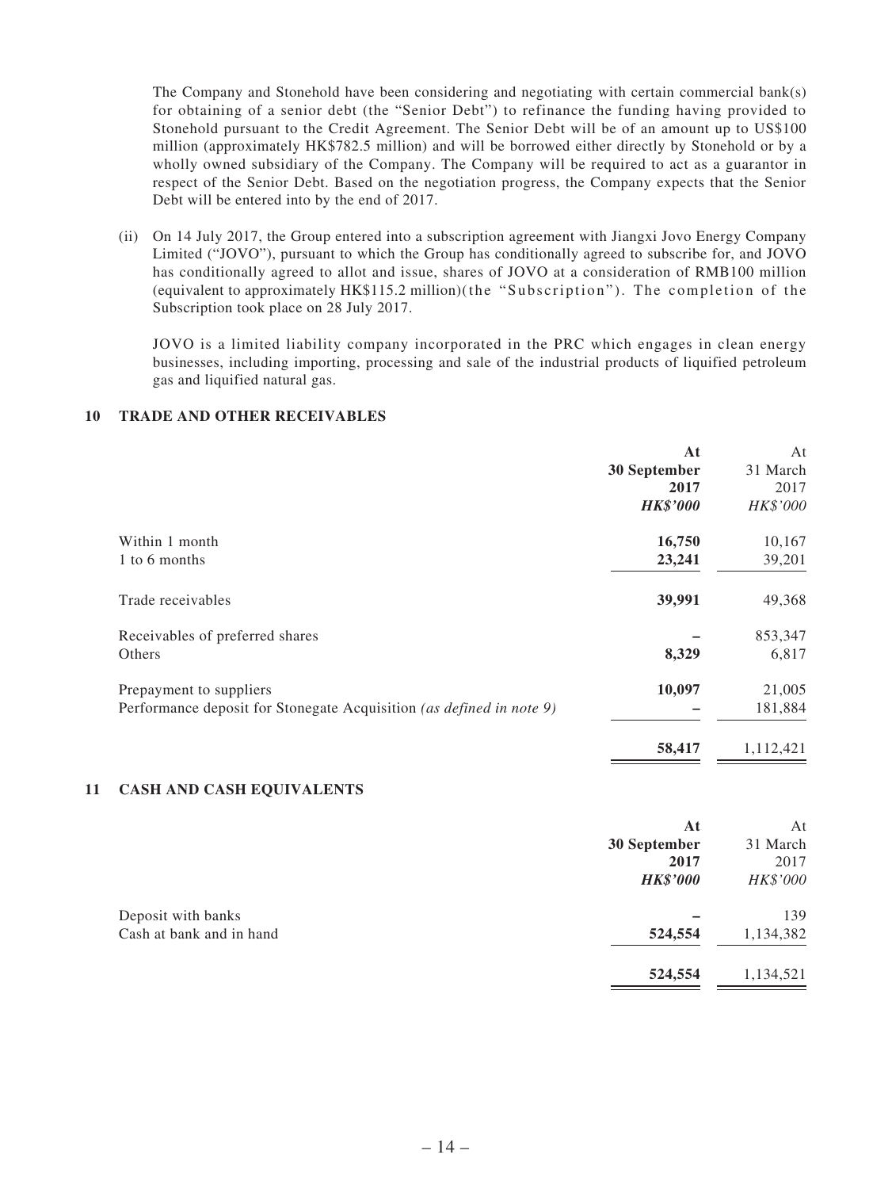The Company and Stonehold have been considering and negotiating with certain commercial bank(s) for obtaining of a senior debt (the "Senior Debt") to refinance the funding having provided to Stonehold pursuant to the Credit Agreement. The Senior Debt will be of an amount up to US$100 million (approximately HK$782.5 million) and will be borrowed either directly by Stonehold or by a wholly owned subsidiary of the Company. The Company will be required to act as a guarantor in respect of the Senior Debt. Based on the negotiation progress, the Company expects that the Senior Debt will be entered into by the end of 2017.

(ii) On 14 July 2017, the Group entered into a subscription agreement with Jiangxi Jovo Energy Company Limited ("JOVO"), pursuant to which the Group has conditionally agreed to subscribe for, and JOVO has conditionally agreed to allot and issue, shares of JOVO at a consideration of RMB100 million (equivalent to approximately HK$115.2 million)(the "Subscription"). The completion of the Subscription took place on 28 July 2017.

JOVO is a limited liability company incorporated in the PRC which engages in clean energy businesses, including importing, processing and sale of the industrial products of liquified petroleum gas and liquified natural gas.

## 10 TRADE AND OTHER RECEIVABLES

| | **At 30 September 2017** | At 31 March 2017 |
|---|---|---|
| | ***HK$'000*** | *HK$'000* |
| Within 1 month | **16,750** | 10,167 |
| 1 to 6 months | **23,241** | 39,201 |
| Trade receivables | **39,991** | 49,368 |
| Receivables of preferred shares | **–** | 853,347 |
| Others | **8,329** | 6,817 |
| Prepayment to suppliers | **10,097** | 21,005 |
| Performance deposit for Stonegate Acquisition *(as defined in note 9)* | **–** | 181,884 |
| | **58,417** | 1,112,421 |

## 11 CASH AND CASH EQUIVALENTS

| | **At 30 September 2017** | At 31 March 2017 |
|---|---|---|
| | ***HK$'000*** | *HK$'000* |
| Deposit with banks | **–** | 139 |
| Cash at bank and in hand | **524,554** | 1,134,382 |
| | **524,554** | 1,134,521 |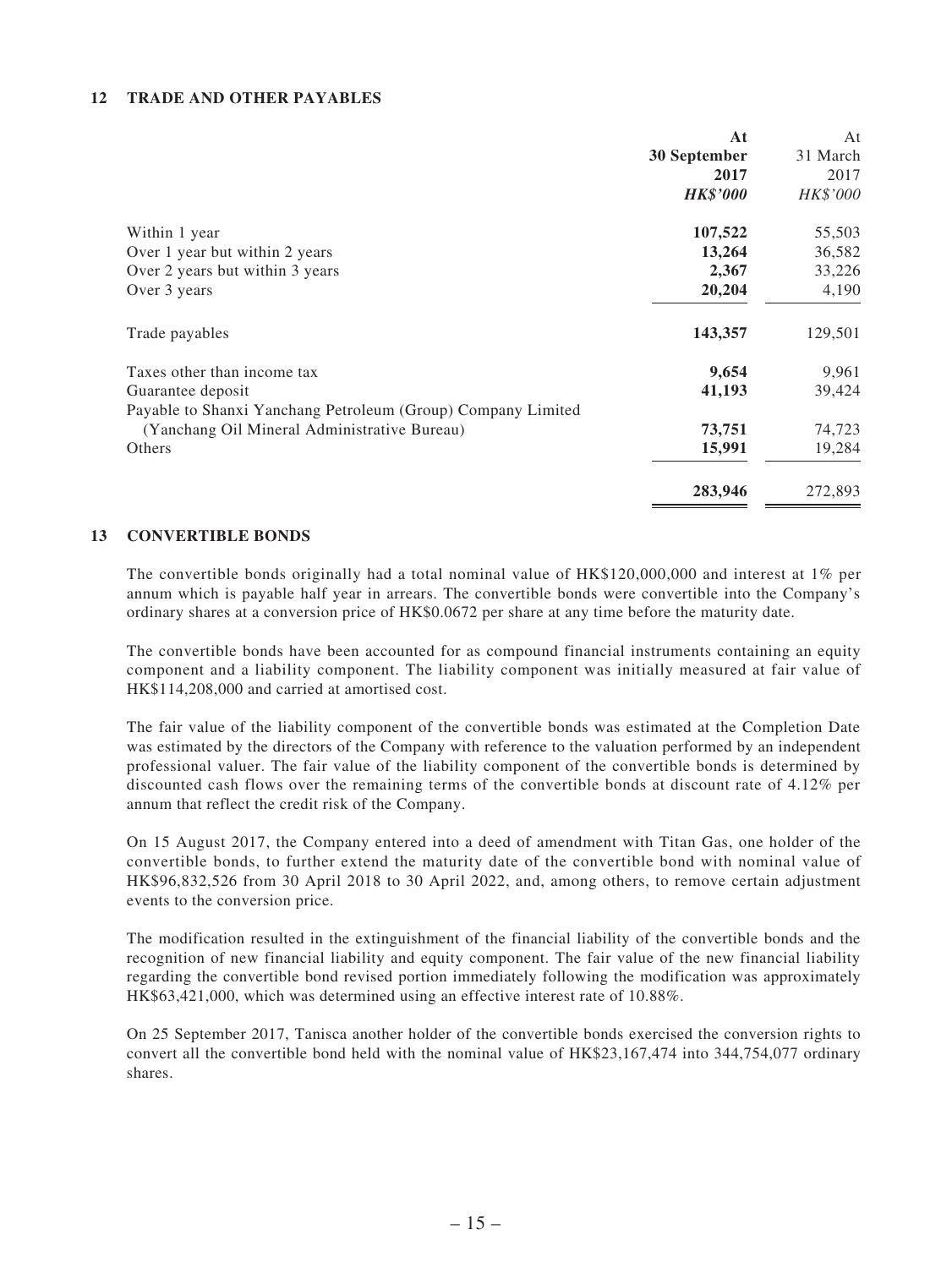## 12 TRADE AND OTHER PAYABLES

| | At 30 September 2017 *HK$'000* | At 31 March 2017 *HK$'000* |
|---|---|---|
| Within 1 year | **107,522** | 55,503 |
| Over 1 year but within 2 years | **13,264** | 36,582 |
| Over 2 years but within 3 years | **2,367** | 33,226 |
| Over 3 years | **20,204** | 4,190 |
| Trade payables | **143,357** | 129,501 |
| Taxes other than income tax | **9,654** | 9,961 |
| Guarantee deposit | **41,193** | 39,424 |
| Payable to Shanxi Yanchang Petroleum (Group) Company Limited (Yanchang Oil Mineral Administrative Bureau) | **73,751** | 74,723 |
| Others | **15,991** | 19,284 |
| | **283,946** | 272,893 |

## 13 CONVERTIBLE BONDS

The convertible bonds originally had a total nominal value of HK$120,000,000 and interest at 1% per annum which is payable half year in arrears. The convertible bonds were convertible into the Company's ordinary shares at a conversion price of HK$0.0672 per share at any time before the maturity date.

The convertible bonds have been accounted for as compound financial instruments containing an equity component and a liability component. The liability component was initially measured at fair value of HK$114,208,000 and carried at amortised cost.

The fair value of the liability component of the convertible bonds was estimated at the Completion Date was estimated by the directors of the Company with reference to the valuation performed by an independent professional valuer. The fair value of the liability component of the convertible bonds is determined by discounted cash flows over the remaining terms of the convertible bonds at discount rate of 4.12% per annum that reflect the credit risk of the Company.

On 15 August 2017, the Company entered into a deed of amendment with Titan Gas, one holder of the convertible bonds, to further extend the maturity date of the convertible bond with nominal value of HK$96,832,526 from 30 April 2018 to 30 April 2022, and, among others, to remove certain adjustment events to the conversion price.

The modification resulted in the extinguishment of the financial liability of the convertible bonds and the recognition of new financial liability and equity component. The fair value of the new financial liability regarding the convertible bond revised portion immediately following the modification was approximately HK$63,421,000, which was determined using an effective interest rate of 10.88%.

On 25 September 2017, Tanisca another holder of the convertible bonds exercised the conversion rights to convert all the convertible bond held with the nominal value of HK$23,167,474 into 344,754,077 ordinary shares.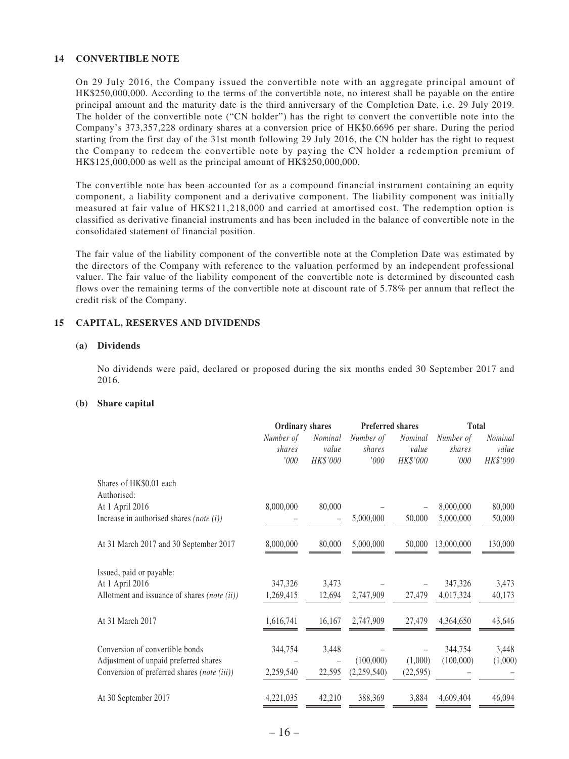## 14 CONVERTIBLE NOTE

On 29 July 2016, the Company issued the convertible note with an aggregate principal amount of HK$250,000,000. According to the terms of the convertible note, no interest shall be payable on the entire principal amount and the maturity date is the third anniversary of the Completion Date, i.e. 29 July 2019. The holder of the convertible note ("CN holder") has the right to convert the convertible note into the Company's 373,357,228 ordinary shares at a conversion price of HK$0.6696 per share. During the period starting from the first day of the 31st month following 29 July 2016, the CN holder has the right to request the Company to redeem the convertible note by paying the CN holder a redemption premium of HK$125,000,000 as well as the principal amount of HK$250,000,000.

The convertible note has been accounted for as a compound financial instrument containing an equity component, a liability component and a derivative component. The liability component was initially measured at fair value of HK$211,218,000 and carried at amortised cost. The redemption option is classified as derivative financial instruments and has been included in the balance of convertible note in the consolidated statement of financial position.

The fair value of the liability component of the convertible note at the Completion Date was estimated by the directors of the Company with reference to the valuation performed by an independent professional valuer. The fair value of the liability component of the convertible note is determined by discounted cash flows over the remaining terms of the convertible note at discount rate of 5.78% per annum that reflect the credit risk of the Company.

## 15 CAPITAL, RESERVES AND DIVIDENDS

### (a) Dividends

No dividends were paid, declared or proposed during the six months ended 30 September 2017 and 2016.

### (b) Share capital

| | **Ordinary shares** | | **Preferred shares** | | **Total** | |
|---|---|---|---|---|---|---|
| | *Number of shares '000* | *Nominal value HK$'000* | *Number of shares '000* | *Nominal value HK$'000* | *Number of shares '000* | *Nominal value HK$'000* |
| Shares of HK$0.01 each | | | | | | |
| Authorised: | | | | | | |
| At 1 April 2016 | 8,000,000 | 80,000 | – | – | 8,000,000 | 80,000 |
| Increase in authorised shares *(note (i))* | – | – | 5,000,000 | 50,000 | 5,000,000 | 50,000 |
| At 31 March 2017 and 30 September 2017 | 8,000,000 | 80,000 | 5,000,000 | 50,000 | 13,000,000 | 130,000 |
| Issued, paid or payable: | | | | | | |
| At 1 April 2016 | 347,326 | 3,473 | – | – | 347,326 | 3,473 |
| Allotment and issuance of shares *(note (ii))* | 1,269,415 | 12,694 | 2,747,909 | 27,479 | 4,017,324 | 40,173 |
| At 31 March 2017 | 1,616,741 | 16,167 | 2,747,909 | 27,479 | 4,364,650 | 43,646 |
| Conversion of convertible bonds | 344,754 | 3,448 | – | – | 344,754 | 3,448 |
| Adjustment of unpaid preferred shares | – | – | (100,000) | (1,000) | (100,000) | (1,000) |
| Conversion of preferred shares *(note (iii))* | 2,259,540 | 22,595 | (2,259,540) | (22,595) | – | – |
| At 30 September 2017 | 4,221,035 | 42,210 | 388,369 | 3,884 | 4,609,404 | 46,094 |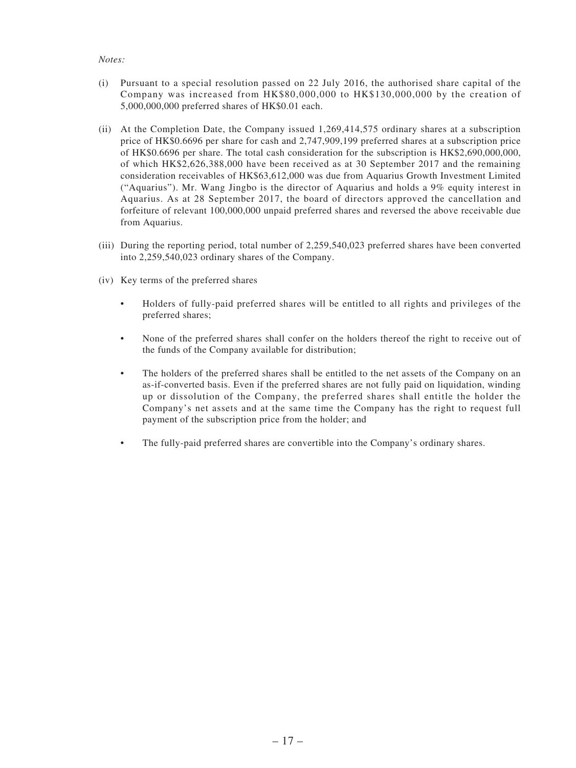*Notes:*

(i) Pursuant to a special resolution passed on 22 July 2016, the authorised share capital of the Company was increased from HK$80,000,000 to HK$130,000,000 by the creation of 5,000,000,000 preferred shares of HK$0.01 each.

(ii) At the Completion Date, the Company issued 1,269,414,575 ordinary shares at a subscription price of HK$0.6696 per share for cash and 2,747,909,199 preferred shares at a subscription price of HK$0.6696 per share. The total cash consideration for the subscription is HK$2,690,000,000, of which HK$2,626,388,000 have been received as at 30 September 2017 and the remaining consideration receivables of HK$63,612,000 was due from Aquarius Growth Investment Limited ("Aquarius"). Mr. Wang Jingbo is the director of Aquarius and holds a 9% equity interest in Aquarius. As at 28 September 2017, the board of directors approved the cancellation and forfeiture of relevant 100,000,000 unpaid preferred shares and reversed the above receivable due from Aquarius.

(iii) During the reporting period, total number of 2,259,540,023 preferred shares have been converted into 2,259,540,023 ordinary shares of the Company.

(iv) Key terms of the preferred shares

- Holders of fully-paid preferred shares will be entitled to all rights and privileges of the preferred shares;
- None of the preferred shares shall confer on the holders thereof the right to receive out of the funds of the Company available for distribution;
- The holders of the preferred shares shall be entitled to the net assets of the Company on an as-if-converted basis. Even if the preferred shares are not fully paid on liquidation, winding up or dissolution of the Company, the preferred shares shall entitle the holder the Company's net assets and at the same time the Company has the right to request full payment of the subscription price from the holder; and
- The fully-paid preferred shares are convertible into the Company's ordinary shares.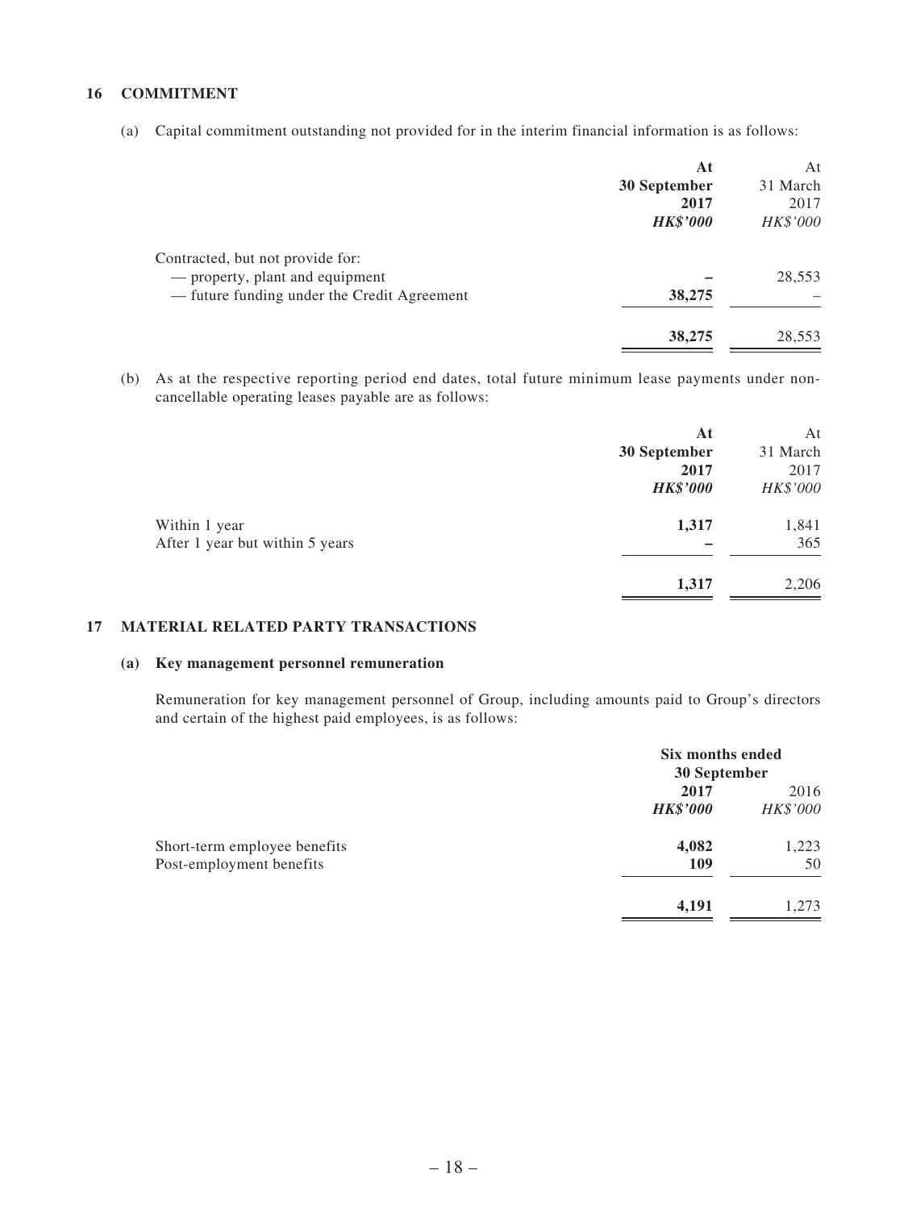## 16 COMMITMENT

(a) Capital commitment outstanding not provided for in the interim financial information is as follows:

| | At 30 September 2017 | At 31 March 2017 |
|---|---|---|
| | ***HK$'000*** | *HK$'000* |
| Contracted, but not provide for: | | |
| — property, plant and equipment | **–** | 28,553 |
| — future funding under the Credit Agreement | **38,275** | – |
| | **38,275** | 28,553 |

(b) As at the respective reporting period end dates, total future minimum lease payments under non-cancellable operating leases payable are as follows:

| | At 30 September 2017 | At 31 March 2017 |
|---|---|---|
| | ***HK$'000*** | *HK$'000* |
| Within 1 year | **1,317** | 1,841 |
| After 1 year but within 5 years | **–** | 365 |
| | **1,317** | 2,206 |

## 17 MATERIAL RELATED PARTY TRANSACTIONS

### (a) Key management personnel remuneration

Remuneration for key management personnel of Group, including amounts paid to Group's directors and certain of the highest paid employees, is as follows:

| | Six months ended 30 September | |
|---|---|---|
| | **2017** | 2016 |
| | ***HK$'000*** | *HK$'000* |
| Short-term employee benefits | **4,082** | 1,223 |
| Post-employment benefits | **109** | 50 |
| | **4,191** | 1,273 |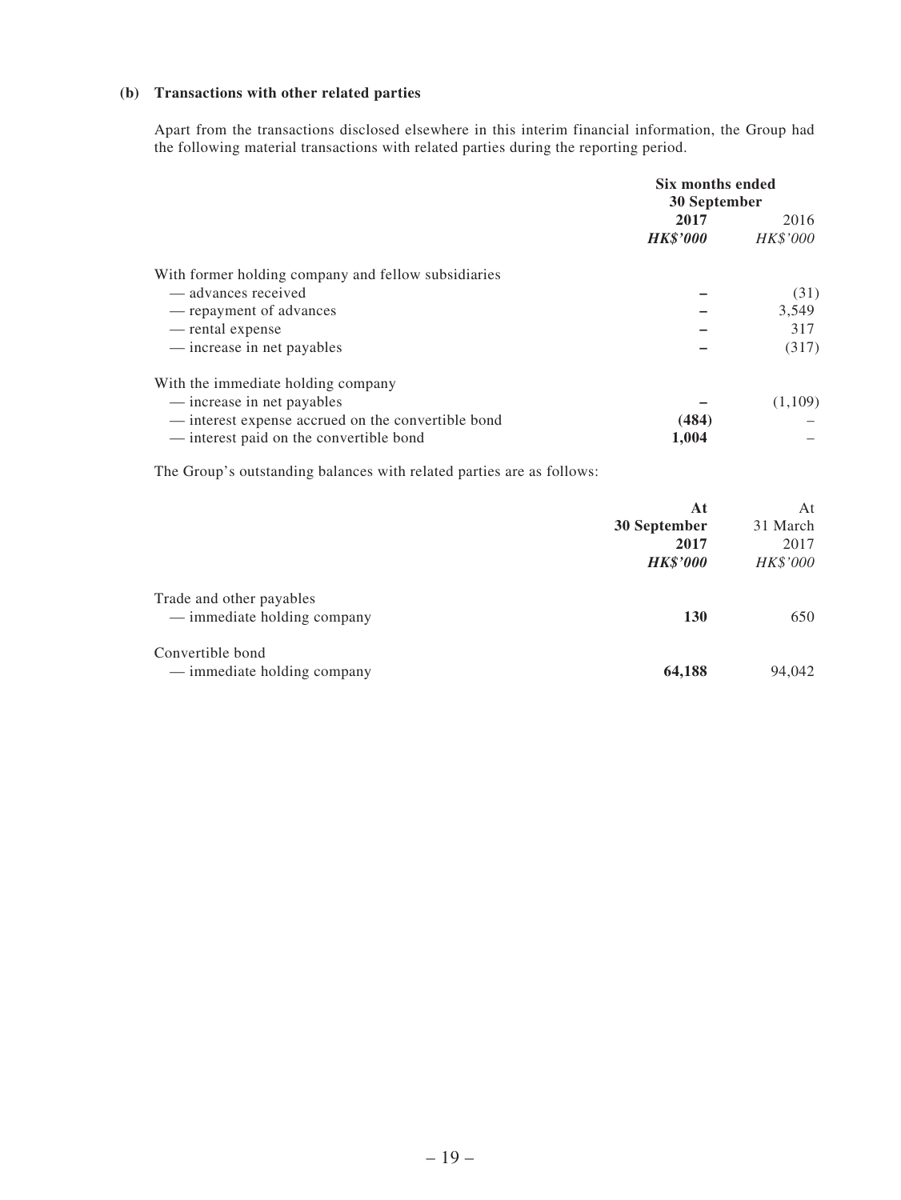**(b) Transactions with other related parties**

Apart from the transactions disclosed elsewhere in this interim financial information, the Group had the following material transactions with related parties during the reporting period.

| | Six months ended 30 September | |
|---|---|---|
| | **2017** | 2016 |
| | ***HK$'000*** | *HK$'000* |
| With former holding company and fellow subsidiaries | | |
| — advances received | **–** | (31) |
| — repayment of advances | **–** | 3,549 |
| — rental expense | **–** | 317 |
| — increase in net payables | **–** | (317) |
| With the immediate holding company | | |
| — increase in net payables | **–** | (1,109) |
| — interest expense accrued on the convertible bond | **(484)** | – |
| — interest paid on the convertible bond | **1,004** | – |

The Group's outstanding balances with related parties are as follows:

| | **At 30 September 2017** | At 31 March 2017 |
|---|---|---|
| | ***HK$'000*** | *HK$'000* |
| Trade and other payables | | |
| — immediate holding company | **130** | 650 |
| Convertible bond | | |
| — immediate holding company | **64,188** | 94,042 |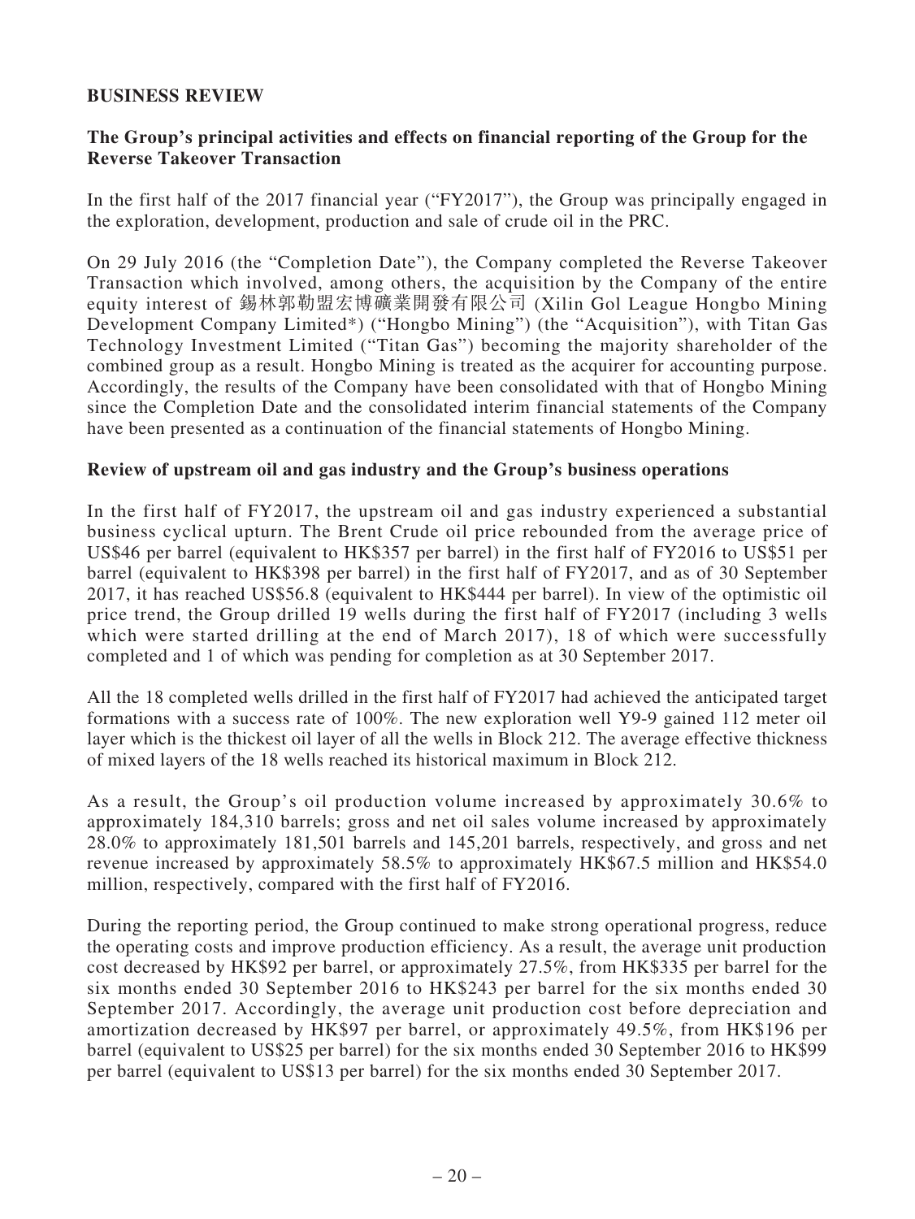## BUSINESS REVIEW

### The Group's principal activities and effects on financial reporting of the Group for the Reverse Takeover Transaction

In the first half of the 2017 financial year ("FY2017"), the Group was principally engaged in the exploration, development, production and sale of crude oil in the PRC.

On 29 July 2016 (the "Completion Date"), the Company completed the Reverse Takeover Transaction which involved, among others, the acquisition by the Company of the entire equity interest of 錫林郭勒盟宏博礦業開發有限公司 (Xilin Gol League Hongbo Mining Development Company Limited*) ("Hongbo Mining") (the "Acquisition"), with Titan Gas Technology Investment Limited ("Titan Gas") becoming the majority shareholder of the combined group as a result. Hongbo Mining is treated as the acquirer for accounting purpose. Accordingly, the results of the Company have been consolidated with that of Hongbo Mining since the Completion Date and the consolidated interim financial statements of the Company have been presented as a continuation of the financial statements of Hongbo Mining.

### Review of upstream oil and gas industry and the Group's business operations

In the first half of FY2017, the upstream oil and gas industry experienced a substantial business cyclical upturn. The Brent Crude oil price rebounded from the average price of US$46 per barrel (equivalent to HK$357 per barrel) in the first half of FY2016 to US$51 per barrel (equivalent to HK$398 per barrel) in the first half of FY2017, and as of 30 September 2017, it has reached US$56.8 (equivalent to HK$444 per barrel). In view of the optimistic oil price trend, the Group drilled 19 wells during the first half of FY2017 (including 3 wells which were started drilling at the end of March 2017), 18 of which were successfully completed and 1 of which was pending for completion as at 30 September 2017.

All the 18 completed wells drilled in the first half of FY2017 had achieved the anticipated target formations with a success rate of 100%. The new exploration well Y9-9 gained 112 meter oil layer which is the thickest oil layer of all the wells in Block 212. The average effective thickness of mixed layers of the 18 wells reached its historical maximum in Block 212.

As a result, the Group's oil production volume increased by approximately 30.6% to approximately 184,310 barrels; gross and net oil sales volume increased by approximately 28.0% to approximately 181,501 barrels and 145,201 barrels, respectively, and gross and net revenue increased by approximately 58.5% to approximately HK$67.5 million and HK$54.0 million, respectively, compared with the first half of FY2016.

During the reporting period, the Group continued to make strong operational progress, reduce the operating costs and improve production efficiency. As a result, the average unit production cost decreased by HK$92 per barrel, or approximately 27.5%, from HK$335 per barrel for the six months ended 30 September 2016 to HK$243 per barrel for the six months ended 30 September 2017. Accordingly, the average unit production cost before depreciation and amortization decreased by HK$97 per barrel, or approximately 49.5%, from HK$196 per barrel (equivalent to US$25 per barrel) for the six months ended 30 September 2016 to HK$99 per barrel (equivalent to US$13 per barrel) for the six months ended 30 September 2017.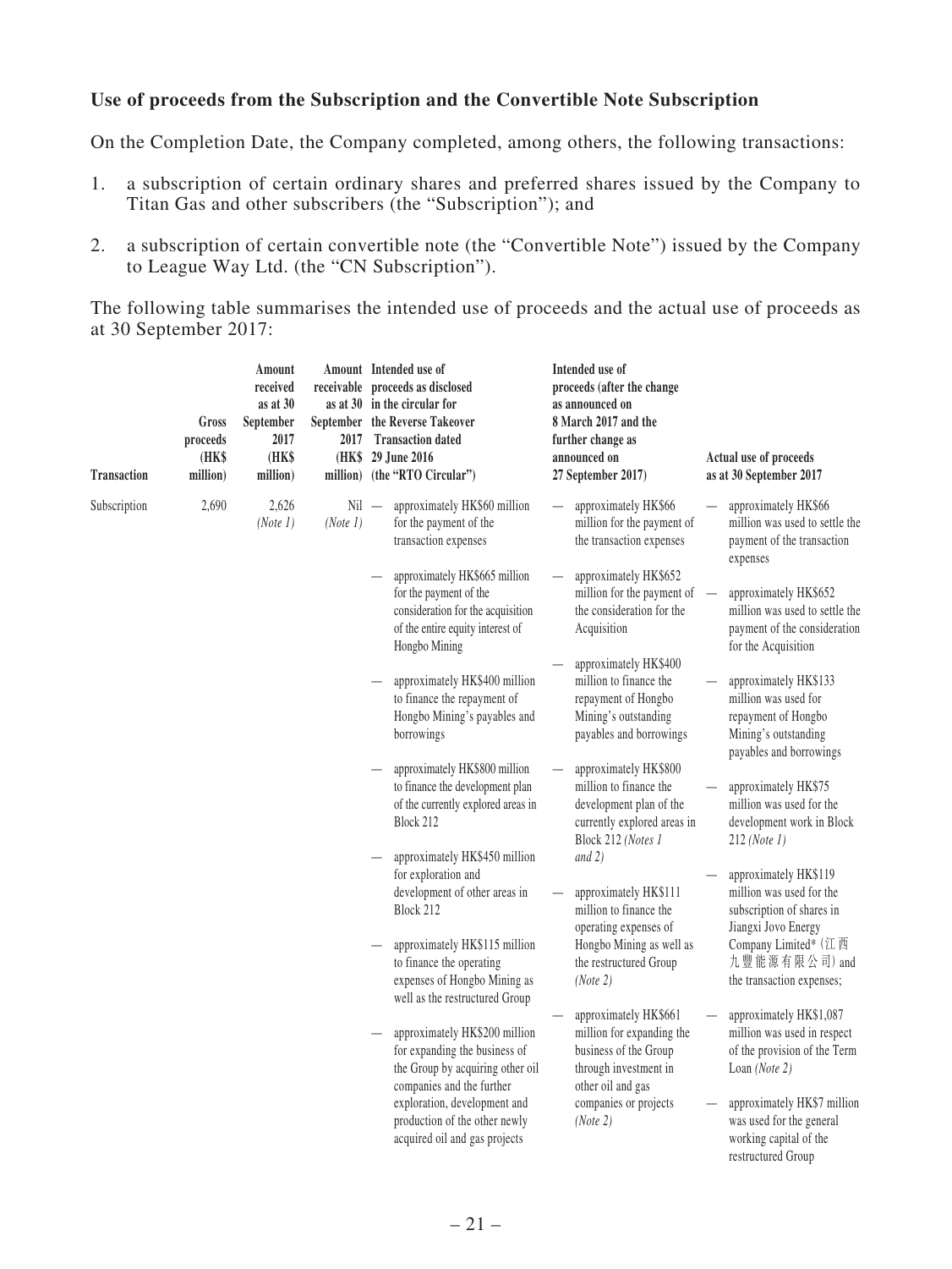**Use of proceeds from the Subscription and the Convertible Note Subscription**

On the Completion Date, the Company completed, among others, the following transactions:

1. a subscription of certain ordinary shares and preferred shares issued by the Company to Titan Gas and other subscribers (the "Subscription"); and
2. a subscription of certain convertible note (the "Convertible Note") issued by the Company to League Way Ltd. (the "CN Subscription").

The following table summarises the intended use of proceeds and the actual use of proceeds as at 30 September 2017:

| Transaction | Gross proceeds (HK$ million) | Amount received as at 30 September 2017 (HK$ million) | Amount receivable as at 30 September 2017 (HK$ million) | Intended use of proceeds as disclosed in the circular for the Reverse Takeover Transaction dated 29 June 2016 (the "RTO Circular") | Intended use of proceeds (after the change as announced on 8 March 2017 and the further change as announced on 27 September 2017) | Actual use of proceeds as at 30 September 2017 |
|---|---|---|---|---|---|---|
| Subscription | 2,690 | 2,626 *(Note 1)* | Nil *(Note 1)* | — approximately HK$60 million for the payment of the transaction expenses | — approximately HK$66 million for the payment of the transaction expenses | — approximately HK$66 million was used to settle the payment of the transaction expenses |
| | | | | — approximately HK$665 million for the payment of the consideration for the acquisition of the entire equity interest of Hongbo Mining | — approximately HK$652 million for the payment of the consideration for the Acquisition | — approximately HK$652 million was used to settle the payment of the consideration for the Acquisition |
| | | | | — approximately HK$400 million to finance the repayment of Hongbo Mining's payables and borrowings | — approximately HK$400 million to finance the repayment of Hongbo Mining's outstanding payables and borrowings | — approximately HK$133 million was used for repayment of Hongbo Mining's outstanding payables and borrowings |
| | | | | — approximately HK$800 million to finance the development plan of the currently explored areas in Block 212 | — approximately HK$800 million to finance the development plan of the currently explored areas in Block 212 *(Notes 1 and 2)* | — approximately HK$75 million was used for the development work in Block 212 *(Note 1)* |
| | | | | — approximately HK$450 million for exploration and development of other areas in Block 212 | | — approximately HK$119 million was used for the subscription of shares in Jiangxi Jovo Energy Company Limited* (江西九豐能源有限公司) and the transaction expenses; |
| | | | | — approximately HK$115 million to finance the operating expenses of Hongbo Mining as well as the restructured Group | — approximately HK$111 million to finance the operating expenses of Hongbo Mining as well as the restructured Group *(Note 2)* | |
| | | | | — approximately HK$200 million for expanding the business of the Group by acquiring other oil companies and the further exploration, development and production of the other newly acquired oil and gas projects | — approximately HK$661 million for expanding the business of the Group through investment in other oil and gas companies or projects *(Note 2)* | — approximately HK$1,087 million was used in respect of the provision of the Term Loan *(Note 2)* |
| | | | | | | — approximately HK$7 million was used for the general working capital of the restructured Group |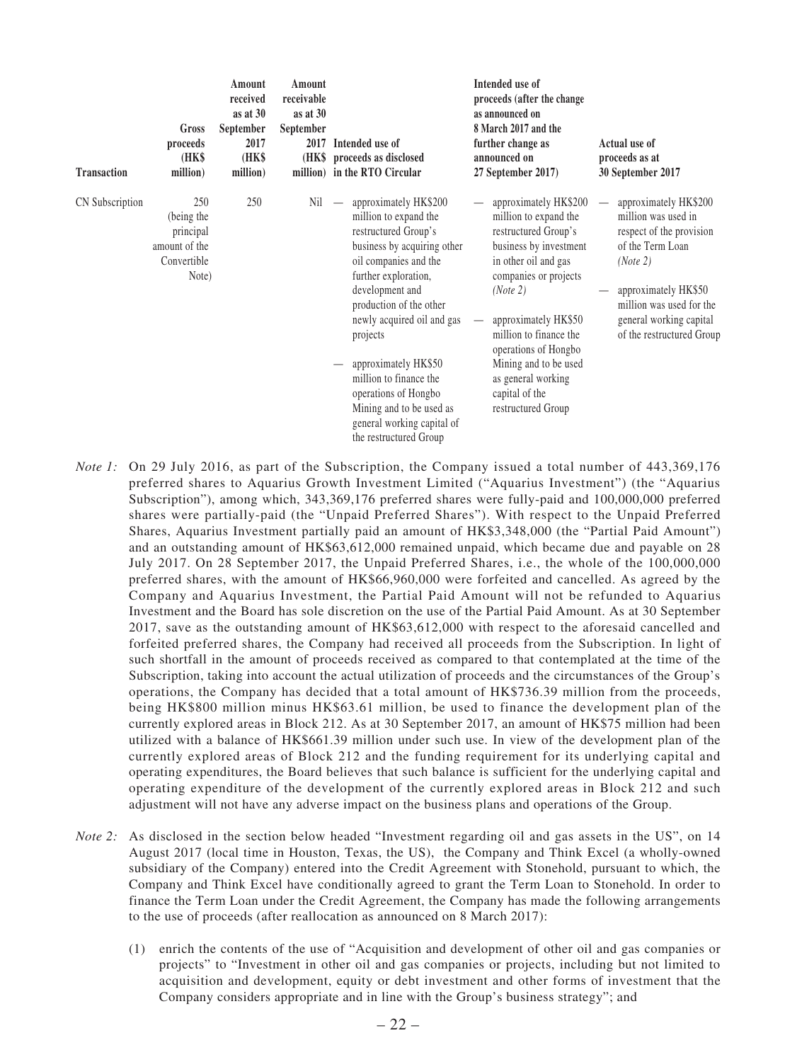| Transaction | Gross proceeds (HK$ million) | Amount received as at 30 September 2017 (HK$ million) | Amount receivable as at 30 September 2017 (HK$ million) | Intended use of proceeds as disclosed in the RTO Circular | Intended use of proceeds (after the change as announced on 8 March 2017 and the further change as announced on 27 September 2017) | Actual use of proceeds as at 30 September 2017 |
|---|---|---|---|---|---|---|
| CN Subscription | 250 (being the principal amount of the Convertible Note) | 250 | Nil | — approximately HK$200 million to expand the restructured Group's business by acquiring other oil companies and the further exploration, development and production of the other newly acquired oil and gas projects<br><br>— approximately HK$50 million to finance the operations of Hongbo Mining and to be used as general working capital of the restructured Group | — approximately HK$200 million to expand the restructured Group's business by investment in other oil and gas companies or projects *(Note 2)*<br><br>— approximately HK$50 million to finance the operations of Hongbo Mining and to be used as general working capital of the restructured Group | — approximately HK$200 million was used in respect of the provision of the Term Loan *(Note 2)*<br><br>— approximately HK$50 million was used for the general working capital of the restructured Group |

*Note 1:* On 29 July 2016, as part of the Subscription, the Company issued a total number of 443,369,176 preferred shares to Aquarius Growth Investment Limited ("Aquarius Investment") (the "Aquarius Subscription"), among which, 343,369,176 preferred shares were fully-paid and 100,000,000 preferred shares were partially-paid (the "Unpaid Preferred Shares"). With respect to the Unpaid Preferred Shares, Aquarius Investment partially paid an amount of HK$3,348,000 (the "Partial Paid Amount") and an outstanding amount of HK$63,612,000 remained unpaid, which became due and payable on 28 July 2017. On 28 September 2017, the Unpaid Preferred Shares, i.e., the whole of the 100,000,000 preferred shares, with the amount of HK$66,960,000 were forfeited and cancelled. As agreed by the Company and Aquarius Investment, the Partial Paid Amount will not be refunded to Aquarius Investment and the Board has sole discretion on the use of the Partial Paid Amount. As at 30 September 2017, save as the outstanding amount of HK$63,612,000 with respect to the aforesaid cancelled and forfeited preferred shares, the Company had received all proceeds from the Subscription. In light of such shortfall in the amount of proceeds received as compared to that contemplated at the time of the Subscription, taking into account the actual utilization of proceeds and the circumstances of the Group's operations, the Company has decided that a total amount of HK$736.39 million from the proceeds, being HK$800 million minus HK$63.61 million, be used to finance the development plan of the currently explored areas in Block 212. As at 30 September 2017, an amount of HK$75 million had been utilized with a balance of HK$661.39 million under such use. In view of the development plan of the currently explored areas of Block 212 and the funding requirement for its underlying capital and operating expenditures, the Board believes that such balance is sufficient for the underlying capital and operating expenditure of the development of the currently explored areas in Block 212 and such adjustment will not have any adverse impact on the business plans and operations of the Group.

*Note 2:* As disclosed in the section below headed "Investment regarding oil and gas assets in the US", on 14 August 2017 (local time in Houston, Texas, the US), the Company and Think Excel (a wholly-owned subsidiary of the Company) entered into the Credit Agreement with Stonehold, pursuant to which, the Company and Think Excel have conditionally agreed to grant the Term Loan to Stonehold. In order to finance the Term Loan under the Credit Agreement, the Company has made the following arrangements to the use of proceeds (after reallocation as announced on 8 March 2017):

(1) enrich the contents of the use of "Acquisition and development of other oil and gas companies or projects" to "Investment in other oil and gas companies or projects, including but not limited to acquisition and development, equity or debt investment and other forms of investment that the Company considers appropriate and in line with the Group's business strategy"; and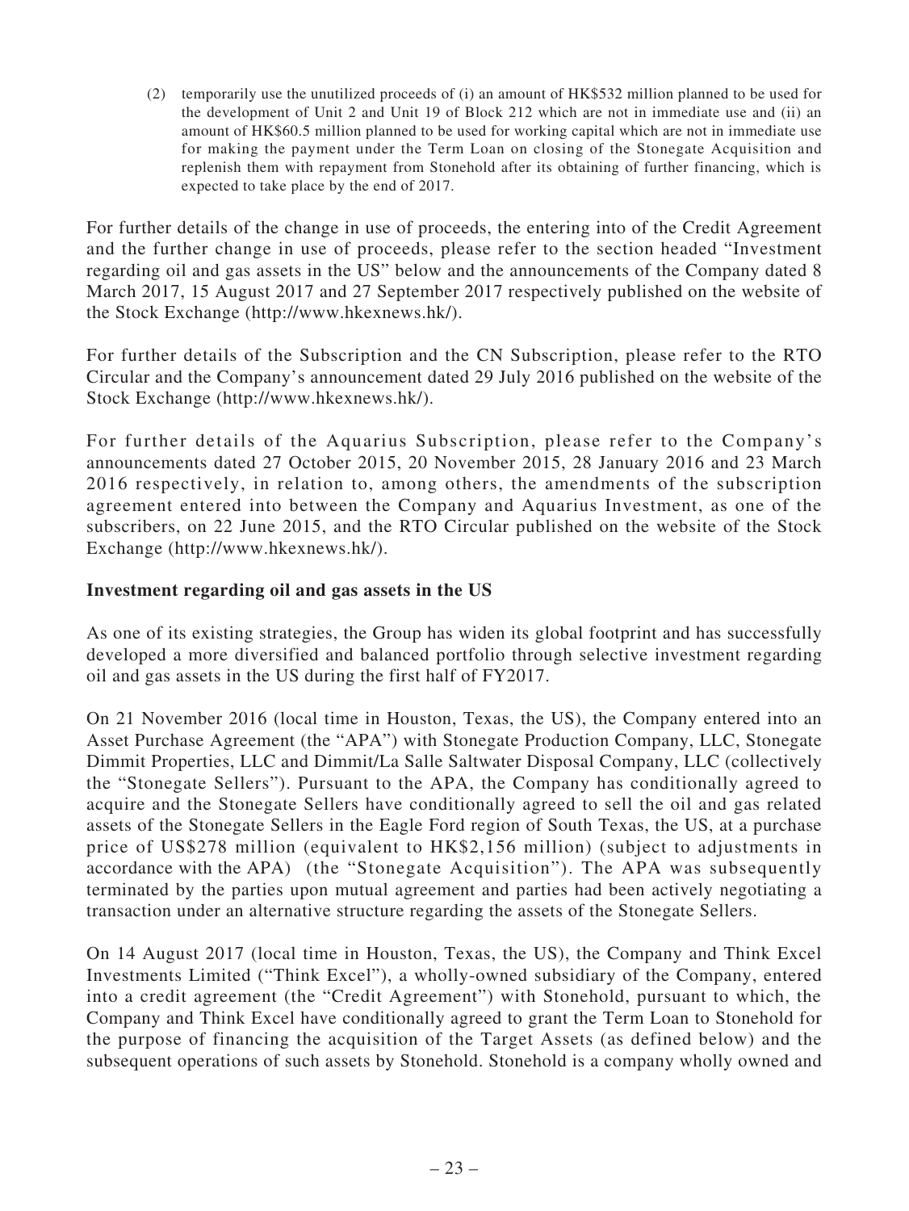(2) temporarily use the unutilized proceeds of (i) an amount of HK$532 million planned to be used for the development of Unit 2 and Unit 19 of Block 212 which are not in immediate use and (ii) an amount of HK$60.5 million planned to be used for working capital which are not in immediate use for making the payment under the Term Loan on closing of the Stonegate Acquisition and replenish them with repayment from Stonehold after its obtaining of further financing, which is expected to take place by the end of 2017.

For further details of the change in use of proceeds, the entering into of the Credit Agreement and the further change in use of proceeds, please refer to the section headed "Investment regarding oil and gas assets in the US" below and the announcements of the Company dated 8 March 2017, 15 August 2017 and 27 September 2017 respectively published on the website of the Stock Exchange (http://www.hkexnews.hk/).

For further details of the Subscription and the CN Subscription, please refer to the RTO Circular and the Company's announcement dated 29 July 2016 published on the website of the Stock Exchange (http://www.hkexnews.hk/).

For further details of the Aquarius Subscription, please refer to the Company's announcements dated 27 October 2015, 20 November 2015, 28 January 2016 and 23 March 2016 respectively, in relation to, among others, the amendments of the subscription agreement entered into between the Company and Aquarius Investment, as one of the subscribers, on 22 June 2015, and the RTO Circular published on the website of the Stock Exchange (http://www.hkexnews.hk/).

**Investment regarding oil and gas assets in the US**

As one of its existing strategies, the Group has widen its global footprint and has successfully developed a more diversified and balanced portfolio through selective investment regarding oil and gas assets in the US during the first half of FY2017.

On 21 November 2016 (local time in Houston, Texas, the US), the Company entered into an Asset Purchase Agreement (the "APA") with Stonegate Production Company, LLC, Stonegate Dimmit Properties, LLC and Dimmit/La Salle Saltwater Disposal Company, LLC (collectively the "Stonegate Sellers"). Pursuant to the APA, the Company has conditionally agreed to acquire and the Stonegate Sellers have conditionally agreed to sell the oil and gas related assets of the Stonegate Sellers in the Eagle Ford region of South Texas, the US, at a purchase price of US$278 million (equivalent to HK$2,156 million) (subject to adjustments in accordance with the APA) (the "Stonegate Acquisition"). The APA was subsequently terminated by the parties upon mutual agreement and parties had been actively negotiating a transaction under an alternative structure regarding the assets of the Stonegate Sellers.

On 14 August 2017 (local time in Houston, Texas, the US), the Company and Think Excel Investments Limited ("Think Excel"), a wholly-owned subsidiary of the Company, entered into a credit agreement (the "Credit Agreement") with Stonehold, pursuant to which, the Company and Think Excel have conditionally agreed to grant the Term Loan to Stonehold for the purpose of financing the acquisition of the Target Assets (as defined below) and the subsequent operations of such assets by Stonehold. Stonehold is a company wholly owned and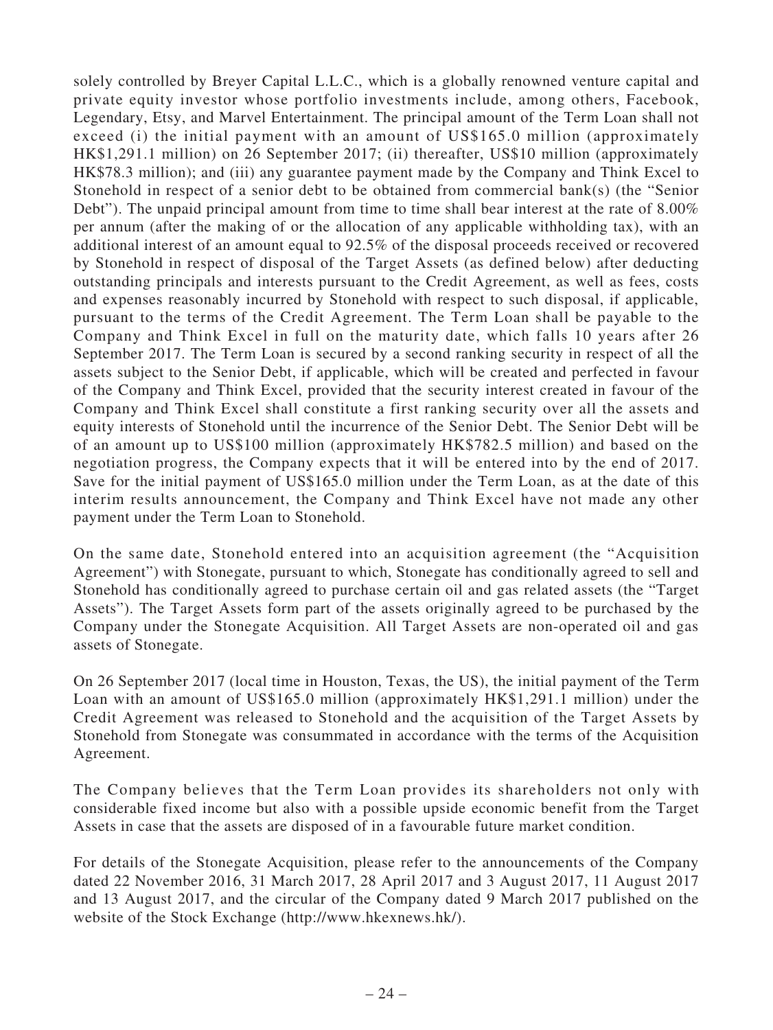solely controlled by Breyer Capital L.L.C., which is a globally renowned venture capital and private equity investor whose portfolio investments include, among others, Facebook, Legendary, Etsy, and Marvel Entertainment. The principal amount of the Term Loan shall not exceed (i) the initial payment with an amount of US$165.0 million (approximately HK$1,291.1 million) on 26 September 2017; (ii) thereafter, US$10 million (approximately HK$78.3 million); and (iii) any guarantee payment made by the Company and Think Excel to Stonehold in respect of a senior debt to be obtained from commercial bank(s) (the "Senior Debt"). The unpaid principal amount from time to time shall bear interest at the rate of 8.00% per annum (after the making of or the allocation of any applicable withholding tax), with an additional interest of an amount equal to 92.5% of the disposal proceeds received or recovered by Stonehold in respect of disposal of the Target Assets (as defined below) after deducting outstanding principals and interests pursuant to the Credit Agreement, as well as fees, costs and expenses reasonably incurred by Stonehold with respect to such disposal, if applicable, pursuant to the terms of the Credit Agreement. The Term Loan shall be payable to the Company and Think Excel in full on the maturity date, which falls 10 years after 26 September 2017. The Term Loan is secured by a second ranking security in respect of all the assets subject to the Senior Debt, if applicable, which will be created and perfected in favour of the Company and Think Excel, provided that the security interest created in favour of the Company and Think Excel shall constitute a first ranking security over all the assets and equity interests of Stonehold until the incurrence of the Senior Debt. The Senior Debt will be of an amount up to US$100 million (approximately HK$782.5 million) and based on the negotiation progress, the Company expects that it will be entered into by the end of 2017. Save for the initial payment of US$165.0 million under the Term Loan, as at the date of this interim results announcement, the Company and Think Excel have not made any other payment under the Term Loan to Stonehold.

On the same date, Stonehold entered into an acquisition agreement (the "Acquisition Agreement") with Stonegate, pursuant to which, Stonegate has conditionally agreed to sell and Stonehold has conditionally agreed to purchase certain oil and gas related assets (the "Target Assets"). The Target Assets form part of the assets originally agreed to be purchased by the Company under the Stonegate Acquisition. All Target Assets are non-operated oil and gas assets of Stonegate.

On 26 September 2017 (local time in Houston, Texas, the US), the initial payment of the Term Loan with an amount of US$165.0 million (approximately HK$1,291.1 million) under the Credit Agreement was released to Stonehold and the acquisition of the Target Assets by Stonehold from Stonegate was consummated in accordance with the terms of the Acquisition Agreement.

The Company believes that the Term Loan provides its shareholders not only with considerable fixed income but also with a possible upside economic benefit from the Target Assets in case that the assets are disposed of in a favourable future market condition.

For details of the Stonegate Acquisition, please refer to the announcements of the Company dated 22 November 2016, 31 March 2017, 28 April 2017 and 3 August 2017, 11 August 2017 and 13 August 2017, and the circular of the Company dated 9 March 2017 published on the website of the Stock Exchange (http://www.hkexnews.hk/).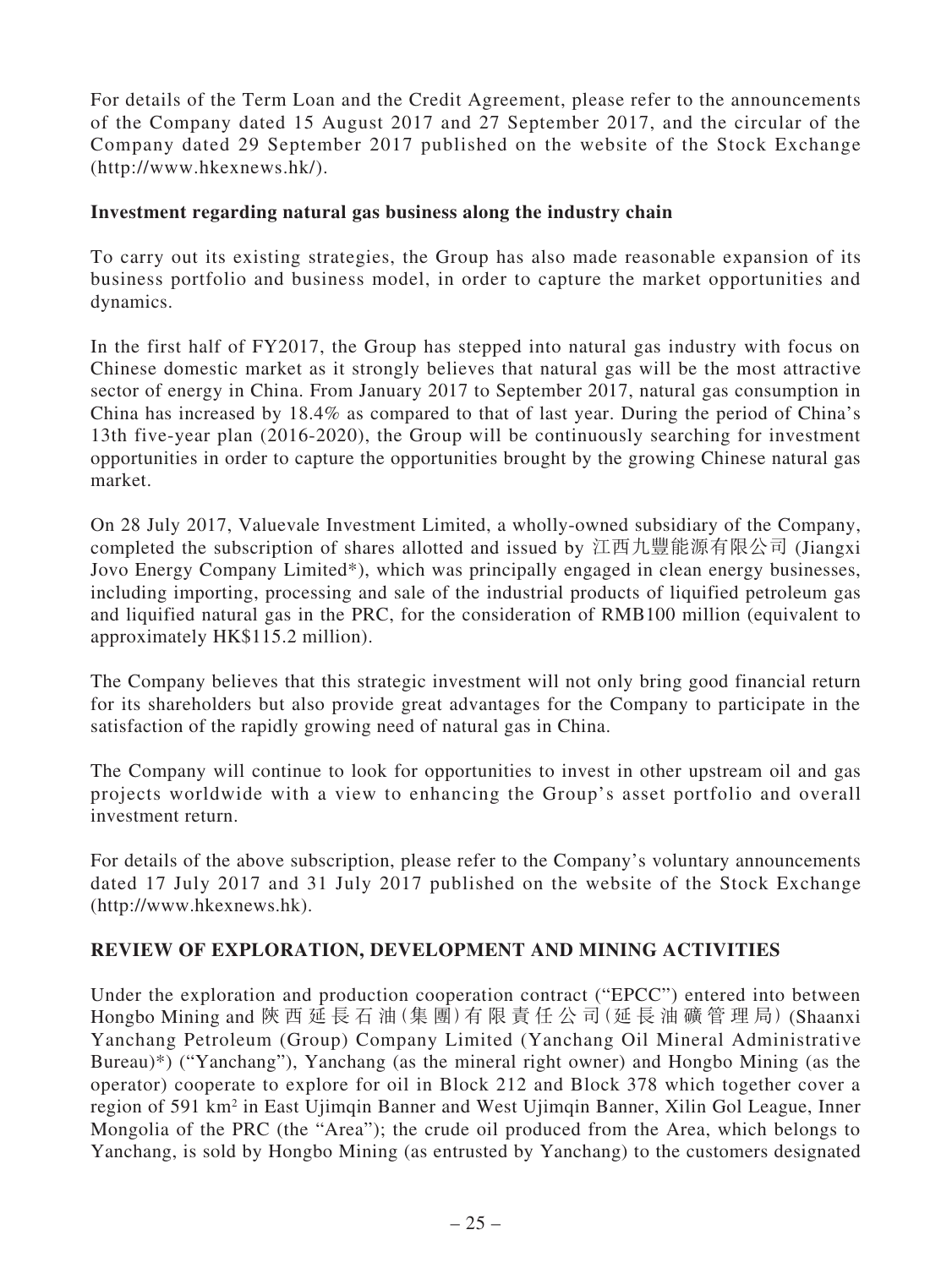For details of the Term Loan and the Credit Agreement, please refer to the announcements of the Company dated 15 August 2017 and 27 September 2017, and the circular of the Company dated 29 September 2017 published on the website of the Stock Exchange (http://www.hkexnews.hk/).

**Investment regarding natural gas business along the industry chain**

To carry out its existing strategies, the Group has also made reasonable expansion of its business portfolio and business model, in order to capture the market opportunities and dynamics.

In the first half of FY2017, the Group has stepped into natural gas industry with focus on Chinese domestic market as it strongly believes that natural gas will be the most attractive sector of energy in China. From January 2017 to September 2017, natural gas consumption in China has increased by 18.4% as compared to that of last year. During the period of China's 13th five-year plan (2016-2020), the Group will be continuously searching for investment opportunities in order to capture the opportunities brought by the growing Chinese natural gas market.

On 28 July 2017, Valuevale Investment Limited, a wholly-owned subsidiary of the Company, completed the subscription of shares allotted and issued by 江西九豐能源有限公司 (Jiangxi Jovo Energy Company Limited*), which was principally engaged in clean energy businesses, including importing, processing and sale of the industrial products of liquified petroleum gas and liquified natural gas in the PRC, for the consideration of RMB100 million (equivalent to approximately HK$115.2 million).

The Company believes that this strategic investment will not only bring good financial return for its shareholders but also provide great advantages for the Company to participate in the satisfaction of the rapidly growing need of natural gas in China.

The Company will continue to look for opportunities to invest in other upstream oil and gas projects worldwide with a view to enhancing the Group's asset portfolio and overall investment return.

For details of the above subscription, please refer to the Company's voluntary announcements dated 17 July 2017 and 31 July 2017 published on the website of the Stock Exchange (http://www.hkexnews.hk).

## REVIEW OF EXPLORATION, DEVELOPMENT AND MINING ACTIVITIES

Under the exploration and production cooperation contract ("EPCC") entered into between Hongbo Mining and 陝西延長石油(集團)有限責任公司(延長油礦管理局) (Shaanxi Yanchang Petroleum (Group) Company Limited (Yanchang Oil Mineral Administrative Bureau)*) ("Yanchang"), Yanchang (as the mineral right owner) and Hongbo Mining (as the operator) cooperate to explore for oil in Block 212 and Block 378 which together cover a region of 591 km$^2$ in East Ujimqin Banner and West Ujimqin Banner, Xilin Gol League, Inner Mongolia of the PRC (the "Area"); the crude oil produced from the Area, which belongs to Yanchang, is sold by Hongbo Mining (as entrusted by Yanchang) to the customers designated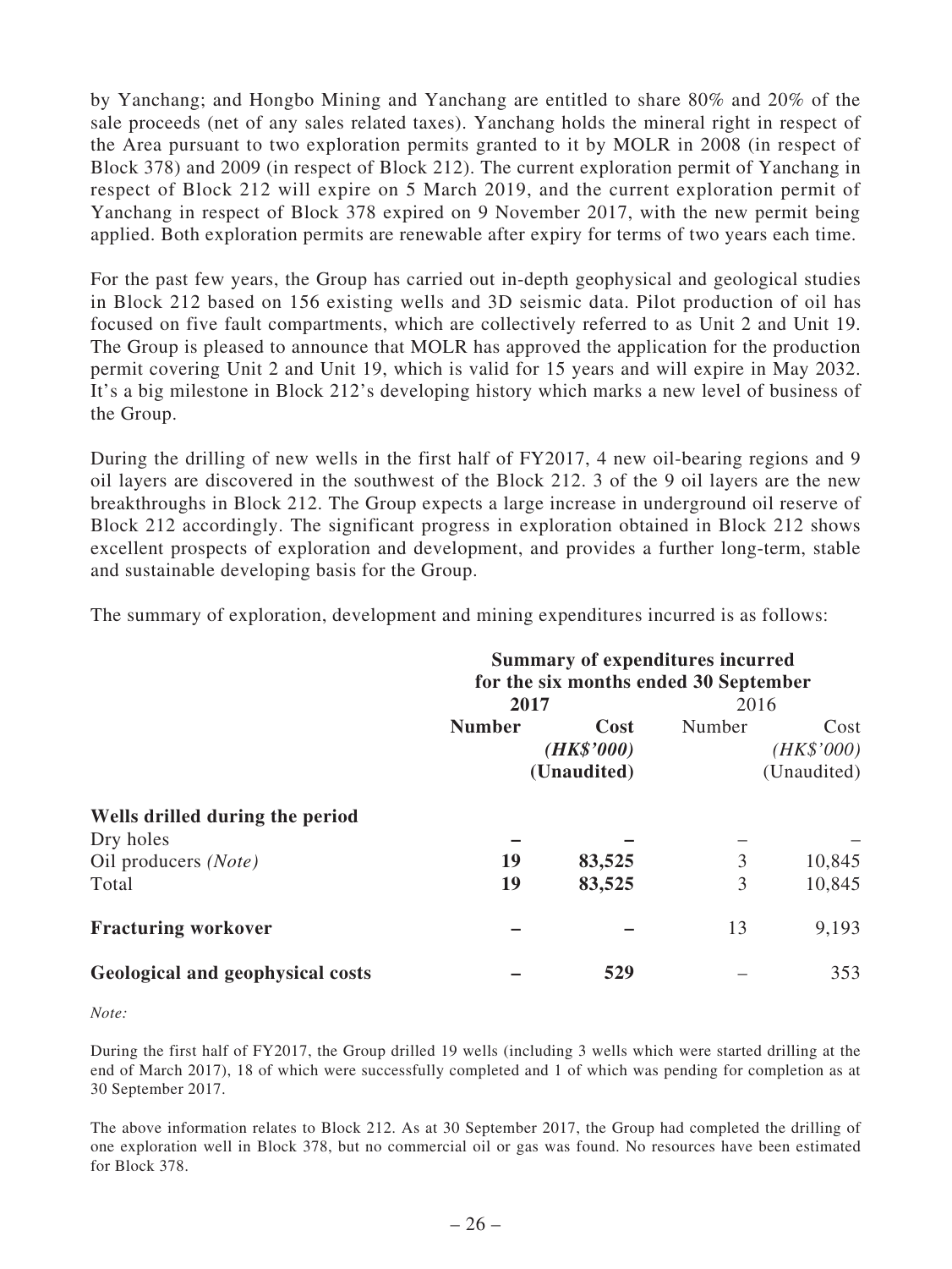by Yanchang; and Hongbo Mining and Yanchang are entitled to share 80% and 20% of the sale proceeds (net of any sales related taxes). Yanchang holds the mineral right in respect of the Area pursuant to two exploration permits granted to it by MOLR in 2008 (in respect of Block 378) and 2009 (in respect of Block 212). The current exploration permit of Yanchang in respect of Block 212 will expire on 5 March 2019, and the current exploration permit of Yanchang in respect of Block 378 expired on 9 November 2017, with the new permit being applied. Both exploration permits are renewable after expiry for terms of two years each time.

For the past few years, the Group has carried out in-depth geophysical and geological studies in Block 212 based on 156 existing wells and 3D seismic data. Pilot production of oil has focused on five fault compartments, which are collectively referred to as Unit 2 and Unit 19. The Group is pleased to announce that MOLR has approved the application for the production permit covering Unit 2 and Unit 19, which is valid for 15 years and will expire in May 2032. It's a big milestone in Block 212's developing history which marks a new level of business of the Group.

During the drilling of new wells in the first half of FY2017, 4 new oil-bearing regions and 9 oil layers are discovered in the southwest of the Block 212. 3 of the 9 oil layers are the new breakthroughs in Block 212. The Group expects a large increase in underground oil reserve of Block 212 accordingly. The significant progress in exploration obtained in Block 212 shows excellent prospects of exploration and development, and provides a further long-term, stable and sustainable developing basis for the Group.

The summary of exploration, development and mining expenditures incurred is as follows:

| | **Summary of expenditures incurred for the six months ended 30 September** | | | |
|---|---|---|---|---|
| | **2017** | | 2016 | |
| | **Number** | **Cost *(HK$'000)* (Unaudited)** | Number | Cost *(HK$'000)* (Unaudited) |
| **Wells drilled during the period** | | | | |
| Dry holes | **–** | **–** | – | – |
| Oil producers *(Note)* | **19** | **83,525** | 3 | 10,845 |
| Total | **19** | **83,525** | 3 | 10,845 |
| **Fracturing workover** | **–** | **–** | 13 | 9,193 |
| **Geological and geophysical costs** | **–** | **529** | – | 353 |

*Note:*

During the first half of FY2017, the Group drilled 19 wells (including 3 wells which were started drilling at the end of March 2017), 18 of which were successfully completed and 1 of which was pending for completion as at 30 September 2017.

The above information relates to Block 212. As at 30 September 2017, the Group had completed the drilling of one exploration well in Block 378, but no commercial oil or gas was found. No resources have been estimated for Block 378.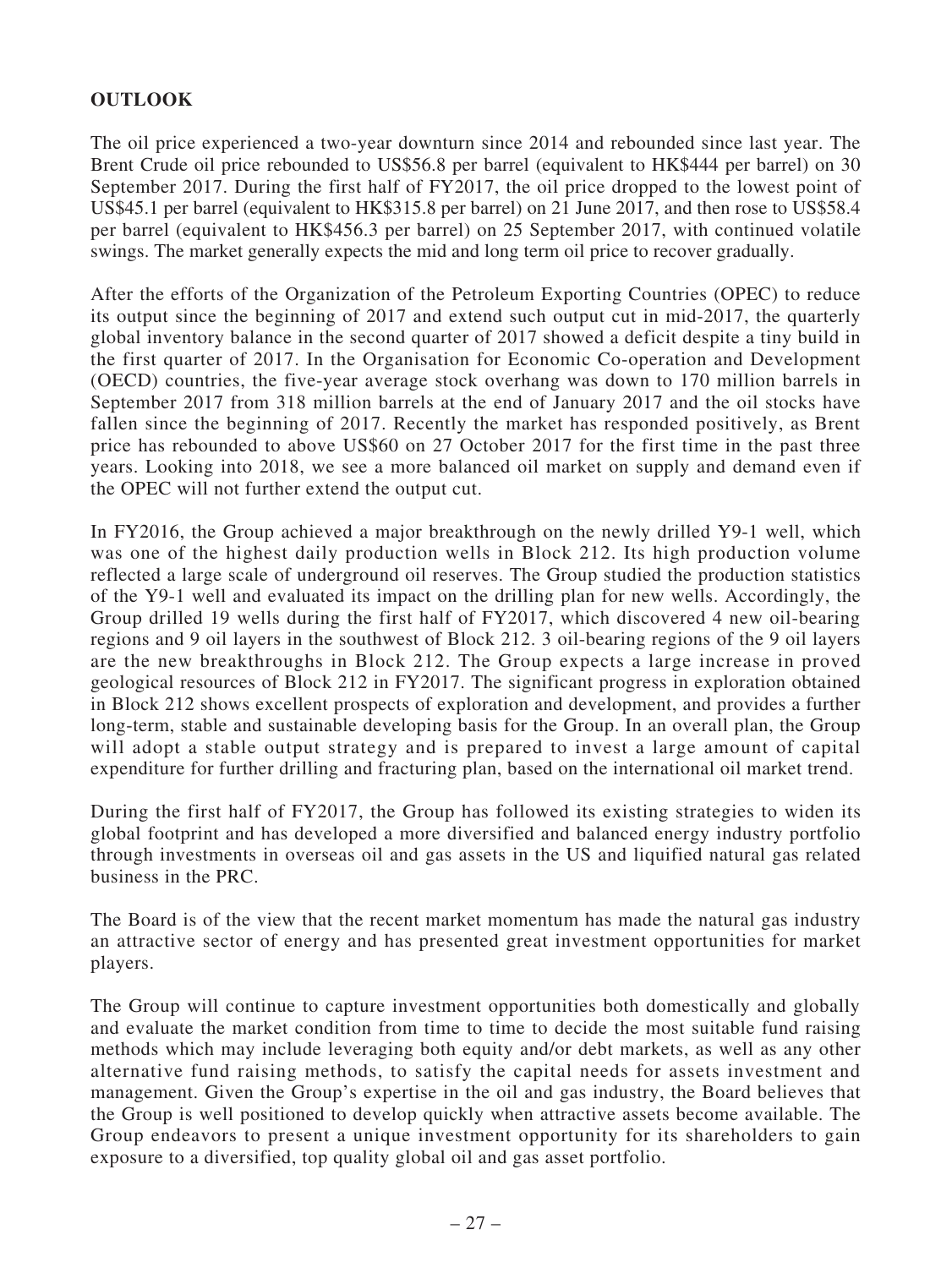## OUTLOOK

The oil price experienced a two-year downturn since 2014 and rebounded since last year. The Brent Crude oil price rebounded to US$56.8 per barrel (equivalent to HK$444 per barrel) on 30 September 2017. During the first half of FY2017, the oil price dropped to the lowest point of US$45.1 per barrel (equivalent to HK$315.8 per barrel) on 21 June 2017, and then rose to US$58.4 per barrel (equivalent to HK$456.3 per barrel) on 25 September 2017, with continued volatile swings. The market generally expects the mid and long term oil price to recover gradually.

After the efforts of the Organization of the Petroleum Exporting Countries (OPEC) to reduce its output since the beginning of 2017 and extend such output cut in mid-2017, the quarterly global inventory balance in the second quarter of 2017 showed a deficit despite a tiny build in the first quarter of 2017. In the Organisation for Economic Co-operation and Development (OECD) countries, the five-year average stock overhang was down to 170 million barrels in September 2017 from 318 million barrels at the end of January 2017 and the oil stocks have fallen since the beginning of 2017. Recently the market has responded positively, as Brent price has rebounded to above US$60 on 27 October 2017 for the first time in the past three years. Looking into 2018, we see a more balanced oil market on supply and demand even if the OPEC will not further extend the output cut.

In FY2016, the Group achieved a major breakthrough on the newly drilled Y9-1 well, which was one of the highest daily production wells in Block 212. Its high production volume reflected a large scale of underground oil reserves. The Group studied the production statistics of the Y9-1 well and evaluated its impact on the drilling plan for new wells. Accordingly, the Group drilled 19 wells during the first half of FY2017, which discovered 4 new oil-bearing regions and 9 oil layers in the southwest of Block 212. 3 oil-bearing regions of the 9 oil layers are the new breakthroughs in Block 212. The Group expects a large increase in proved geological resources of Block 212 in FY2017. The significant progress in exploration obtained in Block 212 shows excellent prospects of exploration and development, and provides a further long-term, stable and sustainable developing basis for the Group. In an overall plan, the Group will adopt a stable output strategy and is prepared to invest a large amount of capital expenditure for further drilling and fracturing plan, based on the international oil market trend.

During the first half of FY2017, the Group has followed its existing strategies to widen its global footprint and has developed a more diversified and balanced energy industry portfolio through investments in overseas oil and gas assets in the US and liquified natural gas related business in the PRC.

The Board is of the view that the recent market momentum has made the natural gas industry an attractive sector of energy and has presented great investment opportunities for market players.

The Group will continue to capture investment opportunities both domestically and globally and evaluate the market condition from time to time to decide the most suitable fund raising methods which may include leveraging both equity and/or debt markets, as well as any other alternative fund raising methods, to satisfy the capital needs for assets investment and management. Given the Group's expertise in the oil and gas industry, the Board believes that the Group is well positioned to develop quickly when attractive assets become available. The Group endeavors to present a unique investment opportunity for its shareholders to gain exposure to a diversified, top quality global oil and gas asset portfolio.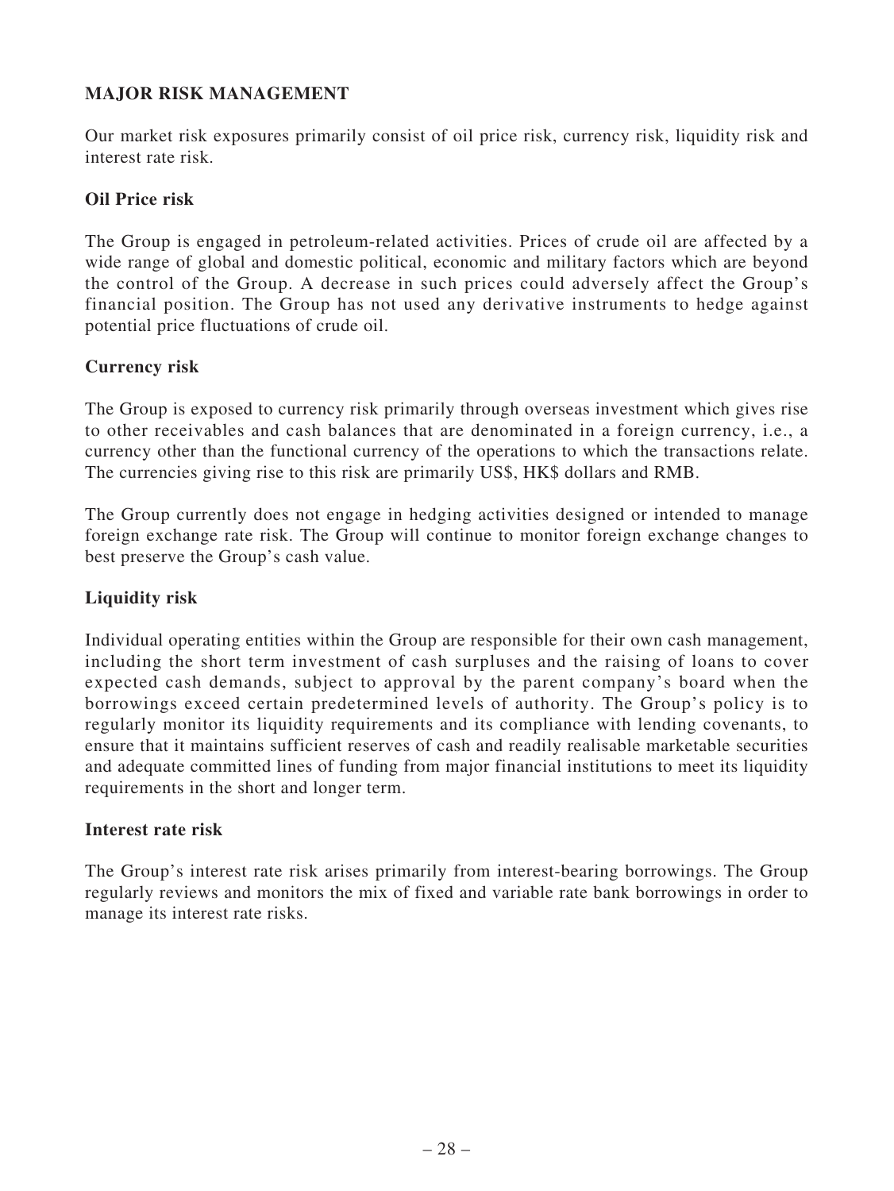## MAJOR RISK MANAGEMENT

Our market risk exposures primarily consist of oil price risk, currency risk, liquidity risk and interest rate risk.

### Oil Price risk

The Group is engaged in petroleum-related activities. Prices of crude oil are affected by a wide range of global and domestic political, economic and military factors which are beyond the control of the Group. A decrease in such prices could adversely affect the Group's financial position. The Group has not used any derivative instruments to hedge against potential price fluctuations of crude oil.

### Currency risk

The Group is exposed to currency risk primarily through overseas investment which gives rise to other receivables and cash balances that are denominated in a foreign currency, i.e., a currency other than the functional currency of the operations to which the transactions relate. The currencies giving rise to this risk are primarily US$, HK$ dollars and RMB.

The Group currently does not engage in hedging activities designed or intended to manage foreign exchange rate risk. The Group will continue to monitor foreign exchange changes to best preserve the Group's cash value.

### Liquidity risk

Individual operating entities within the Group are responsible for their own cash management, including the short term investment of cash surpluses and the raising of loans to cover expected cash demands, subject to approval by the parent company's board when the borrowings exceed certain predetermined levels of authority. The Group's policy is to regularly monitor its liquidity requirements and its compliance with lending covenants, to ensure that it maintains sufficient reserves of cash and readily realisable marketable securities and adequate committed lines of funding from major financial institutions to meet its liquidity requirements in the short and longer term.

### Interest rate risk

The Group's interest rate risk arises primarily from interest-bearing borrowings. The Group regularly reviews and monitors the mix of fixed and variable rate bank borrowings in order to manage its interest rate risks.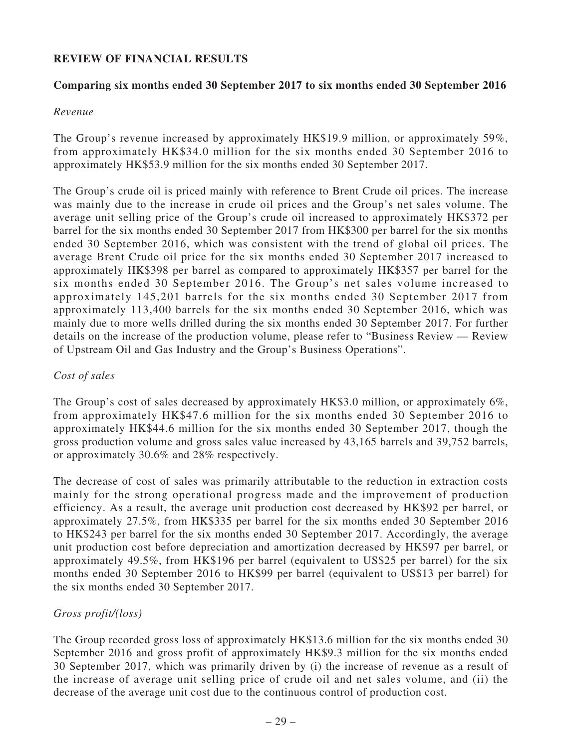## REVIEW OF FINANCIAL RESULTS

### Comparing six months ended 30 September 2017 to six months ended 30 September 2016

*Revenue*

The Group's revenue increased by approximately HK$19.9 million, or approximately 59%, from approximately HK$34.0 million for the six months ended 30 September 2016 to approximately HK$53.9 million for the six months ended 30 September 2017.

The Group's crude oil is priced mainly with reference to Brent Crude oil prices. The increase was mainly due to the increase in crude oil prices and the Group's net sales volume. The average unit selling price of the Group's crude oil increased to approximately HK$372 per barrel for the six months ended 30 September 2017 from HK$300 per barrel for the six months ended 30 September 2016, which was consistent with the trend of global oil prices. The average Brent Crude oil price for the six months ended 30 September 2017 increased to approximately HK$398 per barrel as compared to approximately HK$357 per barrel for the six months ended 30 September 2016. The Group's net sales volume increased to approximately 145,201 barrels for the six months ended 30 September 2017 from approximately 113,400 barrels for the six months ended 30 September 2016, which was mainly due to more wells drilled during the six months ended 30 September 2017. For further details on the increase of the production volume, please refer to "Business Review — Review of Upstream Oil and Gas Industry and the Group's Business Operations".

*Cost of sales*

The Group's cost of sales decreased by approximately HK$3.0 million, or approximately 6%, from approximately HK$47.6 million for the six months ended 30 September 2016 to approximately HK$44.6 million for the six months ended 30 September 2017, though the gross production volume and gross sales value increased by 43,165 barrels and 39,752 barrels, or approximately 30.6% and 28% respectively.

The decrease of cost of sales was primarily attributable to the reduction in extraction costs mainly for the strong operational progress made and the improvement of production efficiency. As a result, the average unit production cost decreased by HK$92 per barrel, or approximately 27.5%, from HK$335 per barrel for the six months ended 30 September 2016 to HK$243 per barrel for the six months ended 30 September 2017. Accordingly, the average unit production cost before depreciation and amortization decreased by HK$97 per barrel, or approximately 49.5%, from HK$196 per barrel (equivalent to US$25 per barrel) for the six months ended 30 September 2016 to HK$99 per barrel (equivalent to US$13 per barrel) for the six months ended 30 September 2017.

*Gross profit/(loss)*

The Group recorded gross loss of approximately HK$13.6 million for the six months ended 30 September 2016 and gross profit of approximately HK$9.3 million for the six months ended 30 September 2017, which was primarily driven by (i) the increase of revenue as a result of the increase of average unit selling price of crude oil and net sales volume, and (ii) the decrease of the average unit cost due to the continuous control of production cost.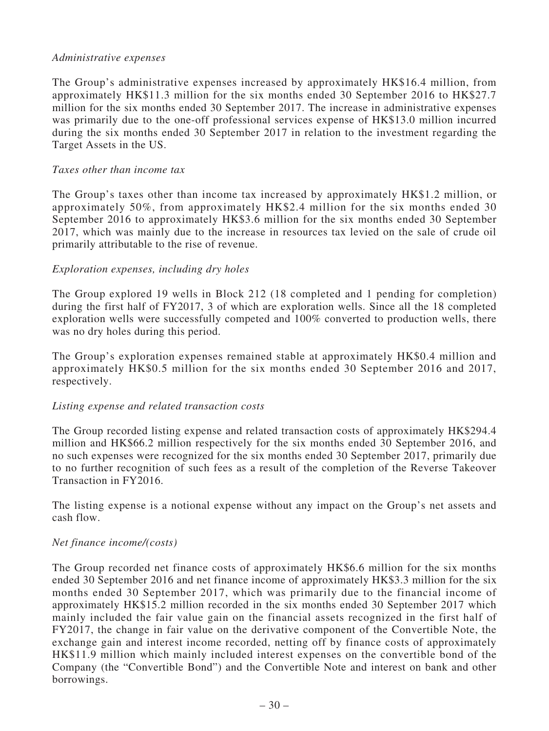*Administrative expenses*

The Group's administrative expenses increased by approximately HK$16.4 million, from approximately HK$11.3 million for the six months ended 30 September 2016 to HK$27.7 million for the six months ended 30 September 2017. The increase in administrative expenses was primarily due to the one-off professional services expense of HK$13.0 million incurred during the six months ended 30 September 2017 in relation to the investment regarding the Target Assets in the US.

*Taxes other than income tax*

The Group's taxes other than income tax increased by approximately HK$1.2 million, or approximately 50%, from approximately HK$2.4 million for the six months ended 30 September 2016 to approximately HK$3.6 million for the six months ended 30 September 2017, which was mainly due to the increase in resources tax levied on the sale of crude oil primarily attributable to the rise of revenue.

*Exploration expenses, including dry holes*

The Group explored 19 wells in Block 212 (18 completed and 1 pending for completion) during the first half of FY2017, 3 of which are exploration wells. Since all the 18 completed exploration wells were successfully competed and 100% converted to production wells, there was no dry holes during this period.

The Group's exploration expenses remained stable at approximately HK$0.4 million and approximately HK$0.5 million for the six months ended 30 September 2016 and 2017, respectively.

*Listing expense and related transaction costs*

The Group recorded listing expense and related transaction costs of approximately HK$294.4 million and HK$66.2 million respectively for the six months ended 30 September 2016, and no such expenses were recognized for the six months ended 30 September 2017, primarily due to no further recognition of such fees as a result of the completion of the Reverse Takeover Transaction in FY2016.

The listing expense is a notional expense without any impact on the Group's net assets and cash flow.

*Net finance income/(costs)*

The Group recorded net finance costs of approximately HK$6.6 million for the six months ended 30 September 2016 and net finance income of approximately HK$3.3 million for the six months ended 30 September 2017, which was primarily due to the financial income of approximately HK$15.2 million recorded in the six months ended 30 September 2017 which mainly included the fair value gain on the financial assets recognized in the first half of FY2017, the change in fair value on the derivative component of the Convertible Note, the exchange gain and interest income recorded, netting off by finance costs of approximately HK$11.9 million which mainly included interest expenses on the convertible bond of the Company (the "Convertible Bond") and the Convertible Note and interest on bank and other borrowings.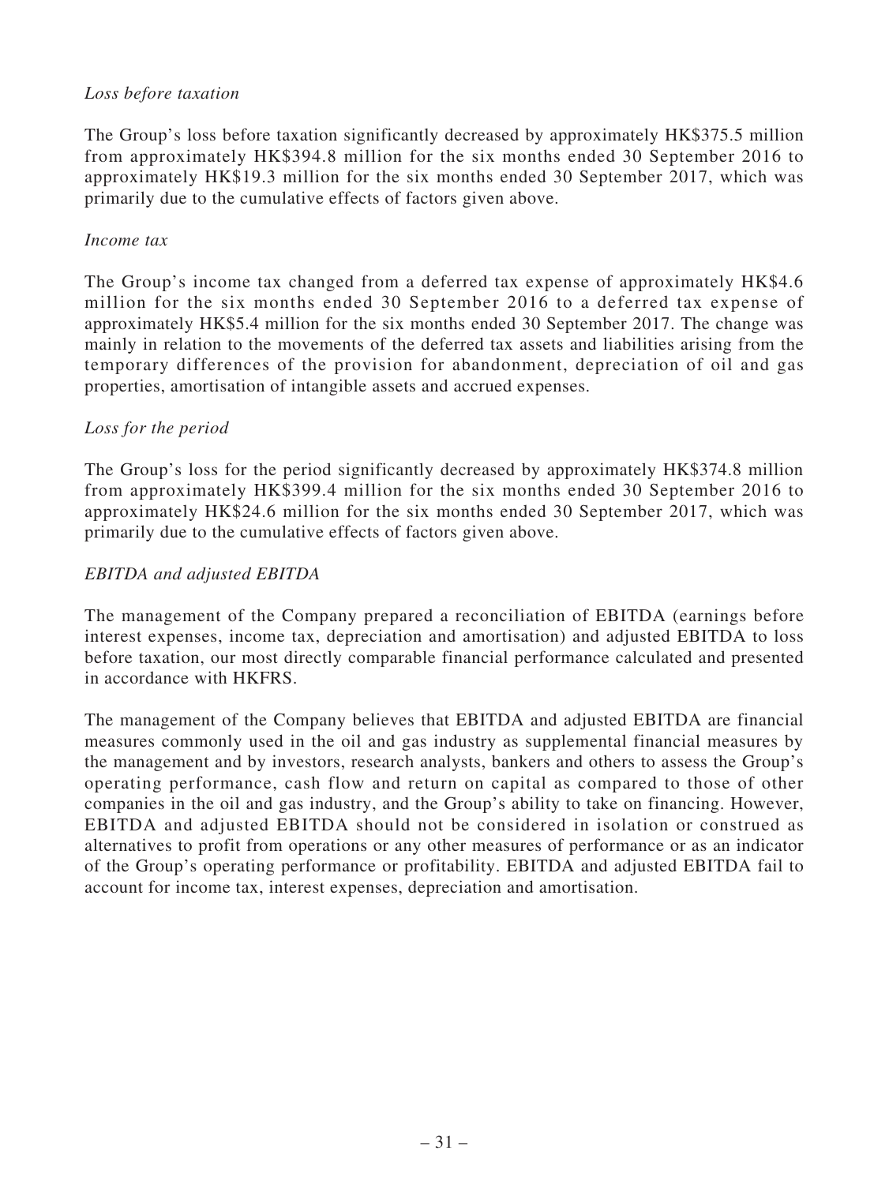*Loss before taxation*

The Group's loss before taxation significantly decreased by approximately HK$375.5 million from approximately HK$394.8 million for the six months ended 30 September 2016 to approximately HK$19.3 million for the six months ended 30 September 2017, which was primarily due to the cumulative effects of factors given above.

*Income tax*

The Group's income tax changed from a deferred tax expense of approximately HK$4.6 million for the six months ended 30 September 2016 to a deferred tax expense of approximately HK$5.4 million for the six months ended 30 September 2017. The change was mainly in relation to the movements of the deferred tax assets and liabilities arising from the temporary differences of the provision for abandonment, depreciation of oil and gas properties, amortisation of intangible assets and accrued expenses.

*Loss for the period*

The Group's loss for the period significantly decreased by approximately HK$374.8 million from approximately HK$399.4 million for the six months ended 30 September 2016 to approximately HK$24.6 million for the six months ended 30 September 2017, which was primarily due to the cumulative effects of factors given above.

*EBITDA and adjusted EBITDA*

The management of the Company prepared a reconciliation of EBITDA (earnings before interest expenses, income tax, depreciation and amortisation) and adjusted EBITDA to loss before taxation, our most directly comparable financial performance calculated and presented in accordance with HKFRS.

The management of the Company believes that EBITDA and adjusted EBITDA are financial measures commonly used in the oil and gas industry as supplemental financial measures by the management and by investors, research analysts, bankers and others to assess the Group's operating performance, cash flow and return on capital as compared to those of other companies in the oil and gas industry, and the Group's ability to take on financing. However, EBITDA and adjusted EBITDA should not be considered in isolation or construed as alternatives to profit from operations or any other measures of performance or as an indicator of the Group's operating performance or profitability. EBITDA and adjusted EBITDA fail to account for income tax, interest expenses, depreciation and amortisation.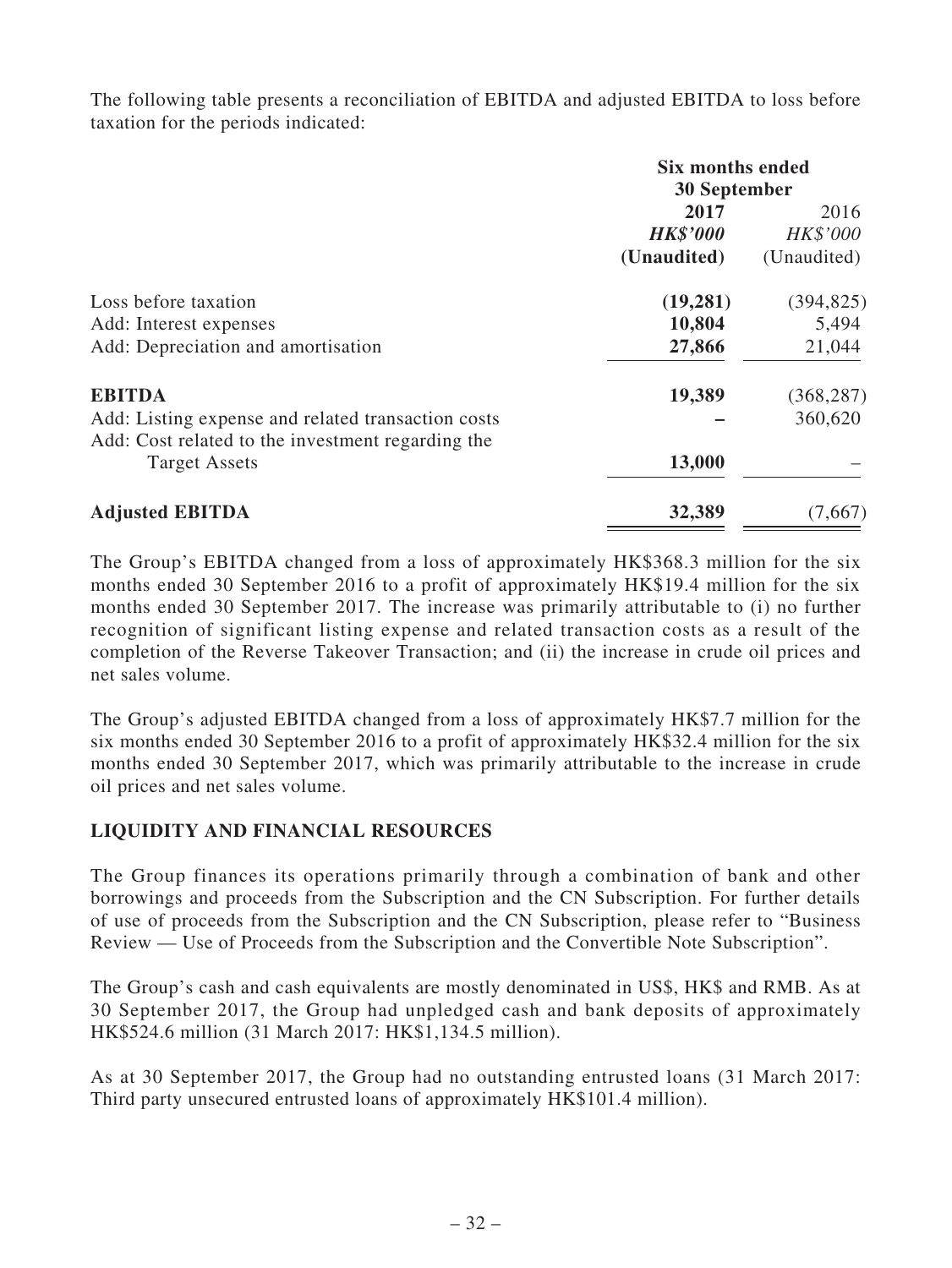The following table presents a reconciliation of EBITDA and adjusted EBITDA to loss before taxation for the periods indicated:

| | Six months ended 30 September | |
|---|---|---|
| | **2017** | 2016 |
| | ***HK$'000*** | *HK$'000* |
| | **(Unaudited)** | (Unaudited) |
| Loss before taxation | **(19,281)** | (394,825) |
| Add: Interest expenses | **10,804** | 5,494 |
| Add: Depreciation and amortisation | **27,866** | 21,044 |
| **EBITDA** | **19,389** | (368,287) |
| Add: Listing expense and related transaction costs | **–** | 360,620 |
| Add: Cost related to the investment regarding the Target Assets | **13,000** | – |
| **Adjusted EBITDA** | **32,389** | (7,667) |

The Group's EBITDA changed from a loss of approximately HK$368.3 million for the six months ended 30 September 2016 to a profit of approximately HK$19.4 million for the six months ended 30 September 2017. The increase was primarily attributable to (i) no further recognition of significant listing expense and related transaction costs as a result of the completion of the Reverse Takeover Transaction; and (ii) the increase in crude oil prices and net sales volume.

The Group's adjusted EBITDA changed from a loss of approximately HK$7.7 million for the six months ended 30 September 2016 to a profit of approximately HK$32.4 million for the six months ended 30 September 2017, which was primarily attributable to the increase in crude oil prices and net sales volume.

## LIQUIDITY AND FINANCIAL RESOURCES

The Group finances its operations primarily through a combination of bank and other borrowings and proceeds from the Subscription and the CN Subscription. For further details of use of proceeds from the Subscription and the CN Subscription, please refer to "Business Review — Use of Proceeds from the Subscription and the Convertible Note Subscription".

The Group's cash and cash equivalents are mostly denominated in US$, HK$ and RMB. As at 30 September 2017, the Group had unpledged cash and bank deposits of approximately HK$524.6 million (31 March 2017: HK$1,134.5 million).

As at 30 September 2017, the Group had no outstanding entrusted loans (31 March 2017: Third party unsecured entrusted loans of approximately HK$101.4 million).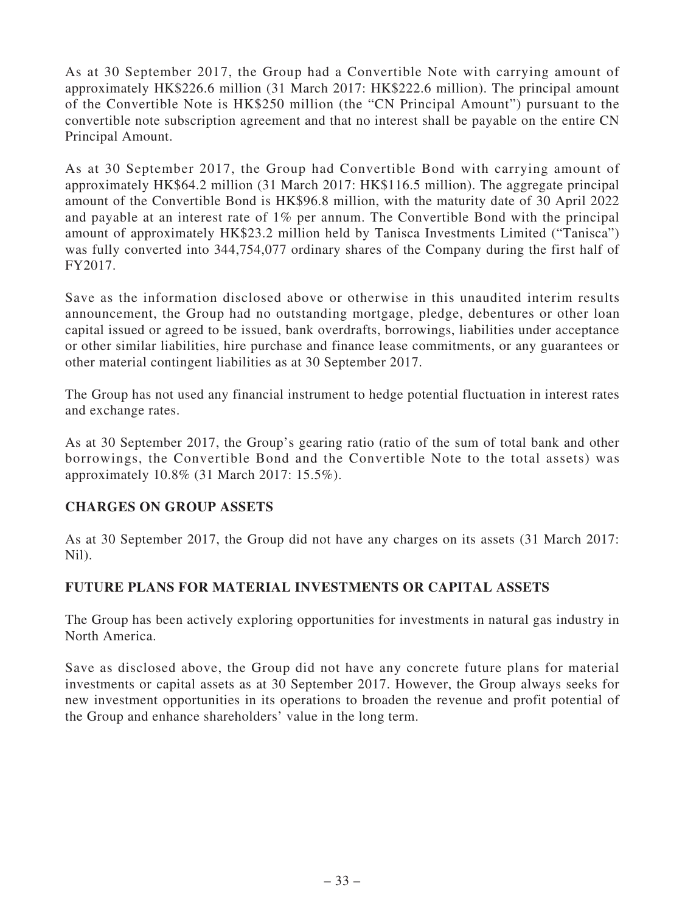As at 30 September 2017, the Group had a Convertible Note with carrying amount of approximately HK$226.6 million (31 March 2017: HK$222.6 million). The principal amount of the Convertible Note is HK$250 million (the "CN Principal Amount") pursuant to the convertible note subscription agreement and that no interest shall be payable on the entire CN Principal Amount.

As at 30 September 2017, the Group had Convertible Bond with carrying amount of approximately HK$64.2 million (31 March 2017: HK$116.5 million). The aggregate principal amount of the Convertible Bond is HK$96.8 million, with the maturity date of 30 April 2022 and payable at an interest rate of 1% per annum. The Convertible Bond with the principal amount of approximately HK$23.2 million held by Tanisca Investments Limited ("Tanisca") was fully converted into 344,754,077 ordinary shares of the Company during the first half of FY2017.

Save as the information disclosed above or otherwise in this unaudited interim results announcement, the Group had no outstanding mortgage, pledge, debentures or other loan capital issued or agreed to be issued, bank overdrafts, borrowings, liabilities under acceptance or other similar liabilities, hire purchase and finance lease commitments, or any guarantees or other material contingent liabilities as at 30 September 2017.

The Group has not used any financial instrument to hedge potential fluctuation in interest rates and exchange rates.

As at 30 September 2017, the Group's gearing ratio (ratio of the sum of total bank and other borrowings, the Convertible Bond and the Convertible Note to the total assets) was approximately 10.8% (31 March 2017: 15.5%).

## CHARGES ON GROUP ASSETS

As at 30 September 2017, the Group did not have any charges on its assets (31 March 2017: Nil).

## FUTURE PLANS FOR MATERIAL INVESTMENTS OR CAPITAL ASSETS

The Group has been actively exploring opportunities for investments in natural gas industry in North America.

Save as disclosed above, the Group did not have any concrete future plans for material investments or capital assets as at 30 September 2017. However, the Group always seeks for new investment opportunities in its operations to broaden the revenue and profit potential of the Group and enhance shareholders' value in the long term.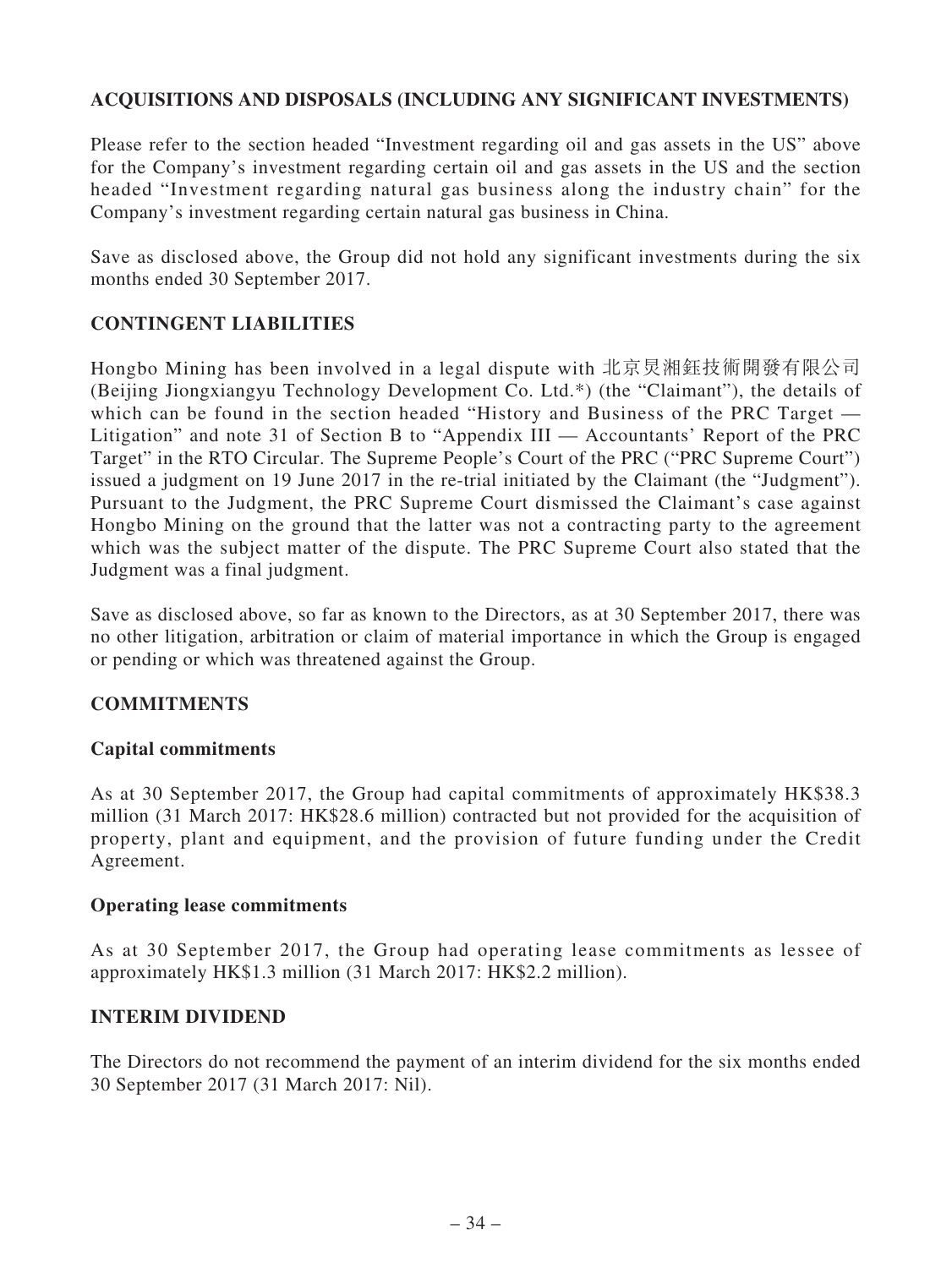## ACQUISITIONS AND DISPOSALS (INCLUDING ANY SIGNIFICANT INVESTMENTS)

Please refer to the section headed "Investment regarding oil and gas assets in the US" above for the Company's investment regarding certain oil and gas assets in the US and the section headed "Investment regarding natural gas business along the industry chain" for the Company's investment regarding certain natural gas business in China.

Save as disclosed above, the Group did not hold any significant investments during the six months ended 30 September 2017.

## CONTINGENT LIABILITIES

Hongbo Mining has been involved in a legal dispute with 北京炅湘鈺技術開發有限公司 (Beijing Jiongxiangyu Technology Development Co. Ltd.*) (the "Claimant"), the details of which can be found in the section headed "History and Business of the PRC Target — Litigation" and note 31 of Section B to "Appendix III — Accountants' Report of the PRC Target" in the RTO Circular. The Supreme People's Court of the PRC ("PRC Supreme Court") issued a judgment on 19 June 2017 in the re-trial initiated by the Claimant (the "Judgment"). Pursuant to the Judgment, the PRC Supreme Court dismissed the Claimant's case against Hongbo Mining on the ground that the latter was not a contracting party to the agreement which was the subject matter of the dispute. The PRC Supreme Court also stated that the Judgment was a final judgment.

Save as disclosed above, so far as known to the Directors, as at 30 September 2017, there was no other litigation, arbitration or claim of material importance in which the Group is engaged or pending or which was threatened against the Group.

## COMMITMENTS

### Capital commitments

As at 30 September 2017, the Group had capital commitments of approximately HK$38.3 million (31 March 2017: HK$28.6 million) contracted but not provided for the acquisition of property, plant and equipment, and the provision of future funding under the Credit Agreement.

### Operating lease commitments

As at 30 September 2017, the Group had operating lease commitments as lessee of approximately HK$1.3 million (31 March 2017: HK$2.2 million).

## INTERIM DIVIDEND

The Directors do not recommend the payment of an interim dividend for the six months ended 30 September 2017 (31 March 2017: Nil).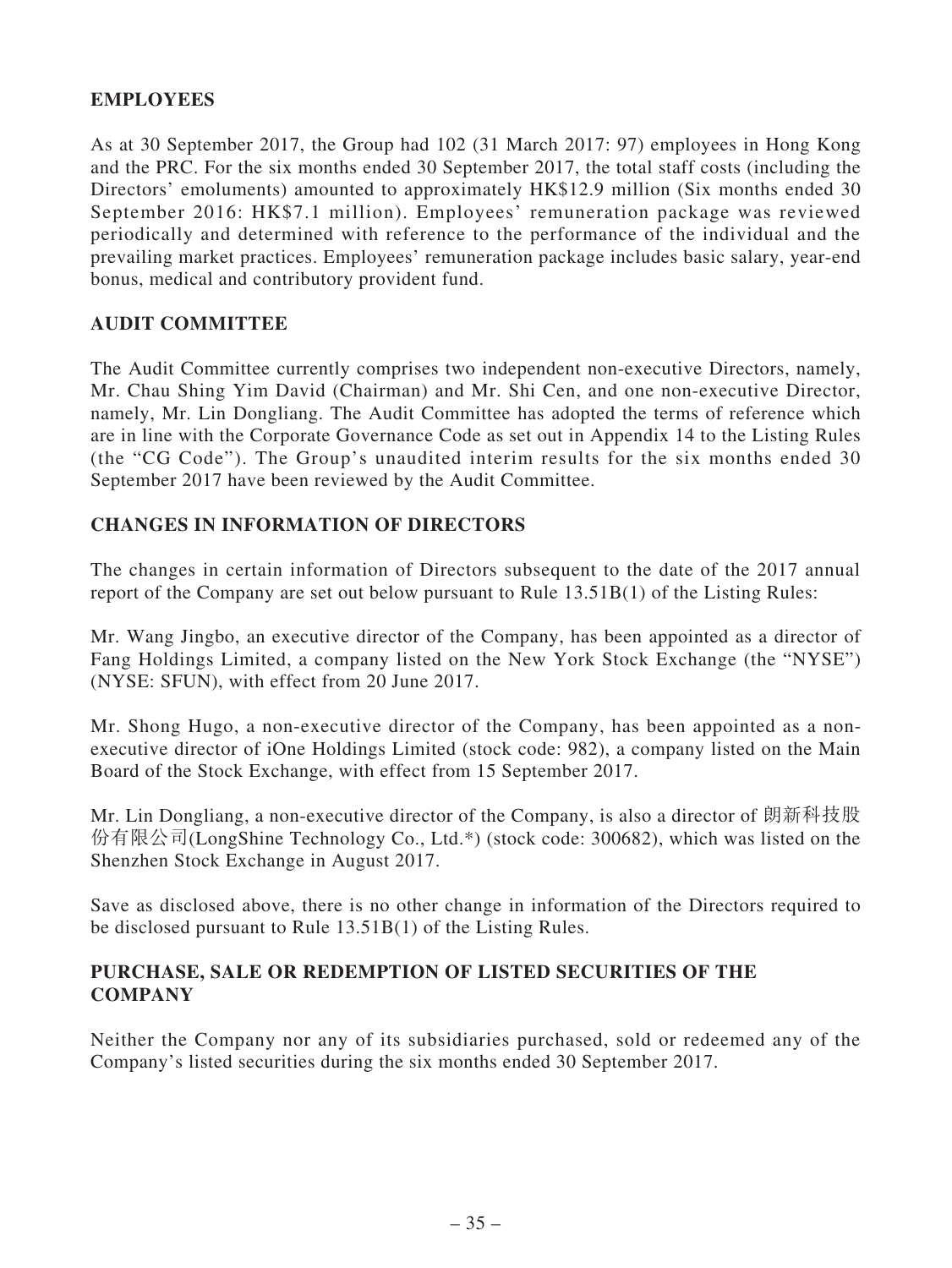## EMPLOYEES

As at 30 September 2017, the Group had 102 (31 March 2017: 97) employees in Hong Kong and the PRC. For the six months ended 30 September 2017, the total staff costs (including the Directors' emoluments) amounted to approximately HK$12.9 million (Six months ended 30 September 2016: HK$7.1 million). Employees' remuneration package was reviewed periodically and determined with reference to the performance of the individual and the prevailing market practices. Employees' remuneration package includes basic salary, year-end bonus, medical and contributory provident fund.

## AUDIT COMMITTEE

The Audit Committee currently comprises two independent non-executive Directors, namely, Mr. Chau Shing Yim David (Chairman) and Mr. Shi Cen, and one non-executive Director, namely, Mr. Lin Dongliang. The Audit Committee has adopted the terms of reference which are in line with the Corporate Governance Code as set out in Appendix 14 to the Listing Rules (the "CG Code"). The Group's unaudited interim results for the six months ended 30 September 2017 have been reviewed by the Audit Committee.

## CHANGES IN INFORMATION OF DIRECTORS

The changes in certain information of Directors subsequent to the date of the 2017 annual report of the Company are set out below pursuant to Rule 13.51B(1) of the Listing Rules:

Mr. Wang Jingbo, an executive director of the Company, has been appointed as a director of Fang Holdings Limited, a company listed on the New York Stock Exchange (the "NYSE") (NYSE: SFUN), with effect from 20 June 2017.

Mr. Shong Hugo, a non-executive director of the Company, has been appointed as a non-executive director of iOne Holdings Limited (stock code: 982), a company listed on the Main Board of the Stock Exchange, with effect from 15 September 2017.

Mr. Lin Dongliang, a non-executive director of the Company, is also a director of 朗新科技股份有限公司(LongShine Technology Co., Ltd.*) (stock code: 300682), which was listed on the Shenzhen Stock Exchange in August 2017.

Save as disclosed above, there is no other change in information of the Directors required to be disclosed pursuant to Rule 13.51B(1) of the Listing Rules.

## PURCHASE, SALE OR REDEMPTION OF LISTED SECURITIES OF THE COMPANY

Neither the Company nor any of its subsidiaries purchased, sold or redeemed any of the Company's listed securities during the six months ended 30 September 2017.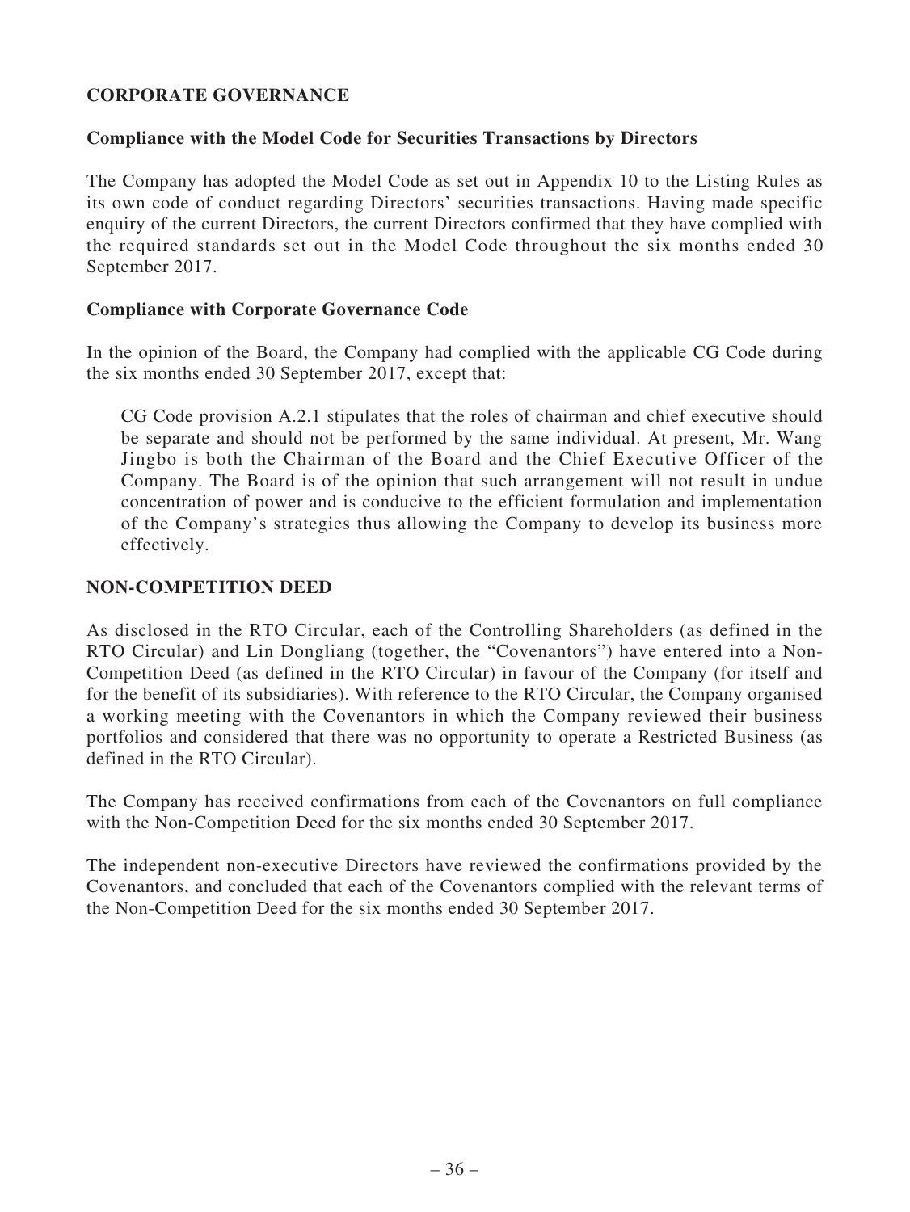## CORPORATE GOVERNANCE

### Compliance with the Model Code for Securities Transactions by Directors

The Company has adopted the Model Code as set out in Appendix 10 to the Listing Rules as its own code of conduct regarding Directors' securities transactions. Having made specific enquiry of the current Directors, the current Directors confirmed that they have complied with the required standards set out in the Model Code throughout the six months ended 30 September 2017.

### Compliance with Corporate Governance Code

In the opinion of the Board, the Company had complied with the applicable CG Code during the six months ended 30 September 2017, except that:

> CG Code provision A.2.1 stipulates that the roles of chairman and chief executive should be separate and should not be performed by the same individual. At present, Mr. Wang Jingbo is both the Chairman of the Board and the Chief Executive Officer of the Company. The Board is of the opinion that such arrangement will not result in undue concentration of power and is conducive to the efficient formulation and implementation of the Company's strategies thus allowing the Company to develop its business more effectively.

## NON-COMPETITION DEED

As disclosed in the RTO Circular, each of the Controlling Shareholders (as defined in the RTO Circular) and Lin Dongliang (together, the "Covenantors") have entered into a Non-Competition Deed (as defined in the RTO Circular) in favour of the Company (for itself and for the benefit of its subsidiaries). With reference to the RTO Circular, the Company organised a working meeting with the Covenantors in which the Company reviewed their business portfolios and considered that there was no opportunity to operate a Restricted Business (as defined in the RTO Circular).

The Company has received confirmations from each of the Covenantors on full compliance with the Non-Competition Deed for the six months ended 30 September 2017.

The independent non-executive Directors have reviewed the confirmations provided by the Covenantors, and concluded that each of the Covenantors complied with the relevant terms of the Non-Competition Deed for the six months ended 30 September 2017.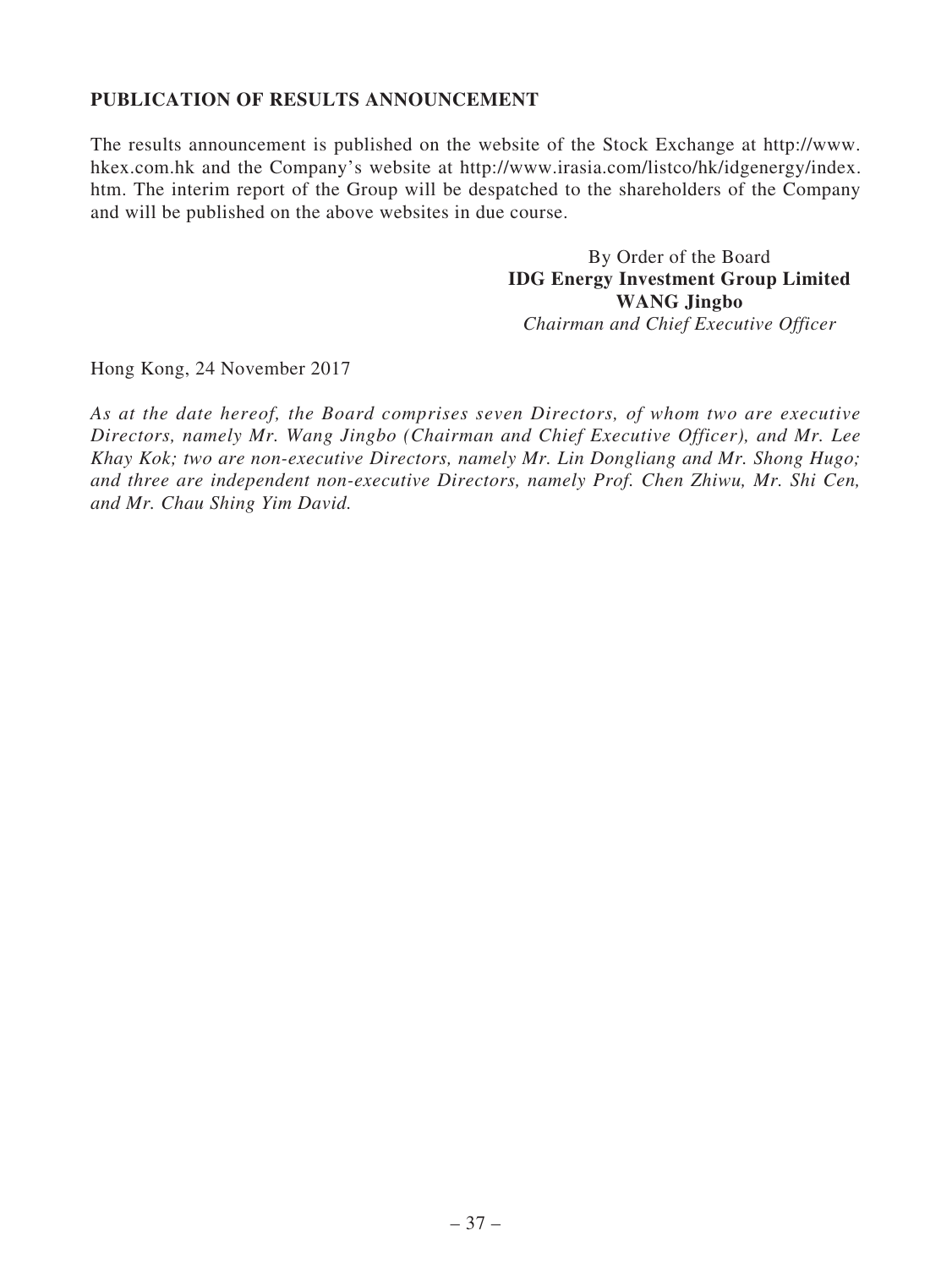## PUBLICATION OF RESULTS ANNOUNCEMENT

The results announcement is published on the website of the Stock Exchange at http://www.hkex.com.hk and the Company's website at http://www.irasia.com/listco/hk/idgenergy/index.htm. The interim report of the Group will be despatched to the shareholders of the Company and will be published on the above websites in due course.

By Order of the Board
**IDG Energy Investment Group Limited**
**WANG Jingbo**
*Chairman and Chief Executive Officer*

Hong Kong, 24 November 2017

*As at the date hereof, the Board comprises seven Directors, of whom two are executive Directors, namely Mr. Wang Jingbo (Chairman and Chief Executive Officer), and Mr. Lee Khay Kok; two are non-executive Directors, namely Mr. Lin Dongliang and Mr. Shong Hugo; and three are independent non-executive Directors, namely Prof. Chen Zhiwu, Mr. Shi Cen, and Mr. Chau Shing Yim David.*